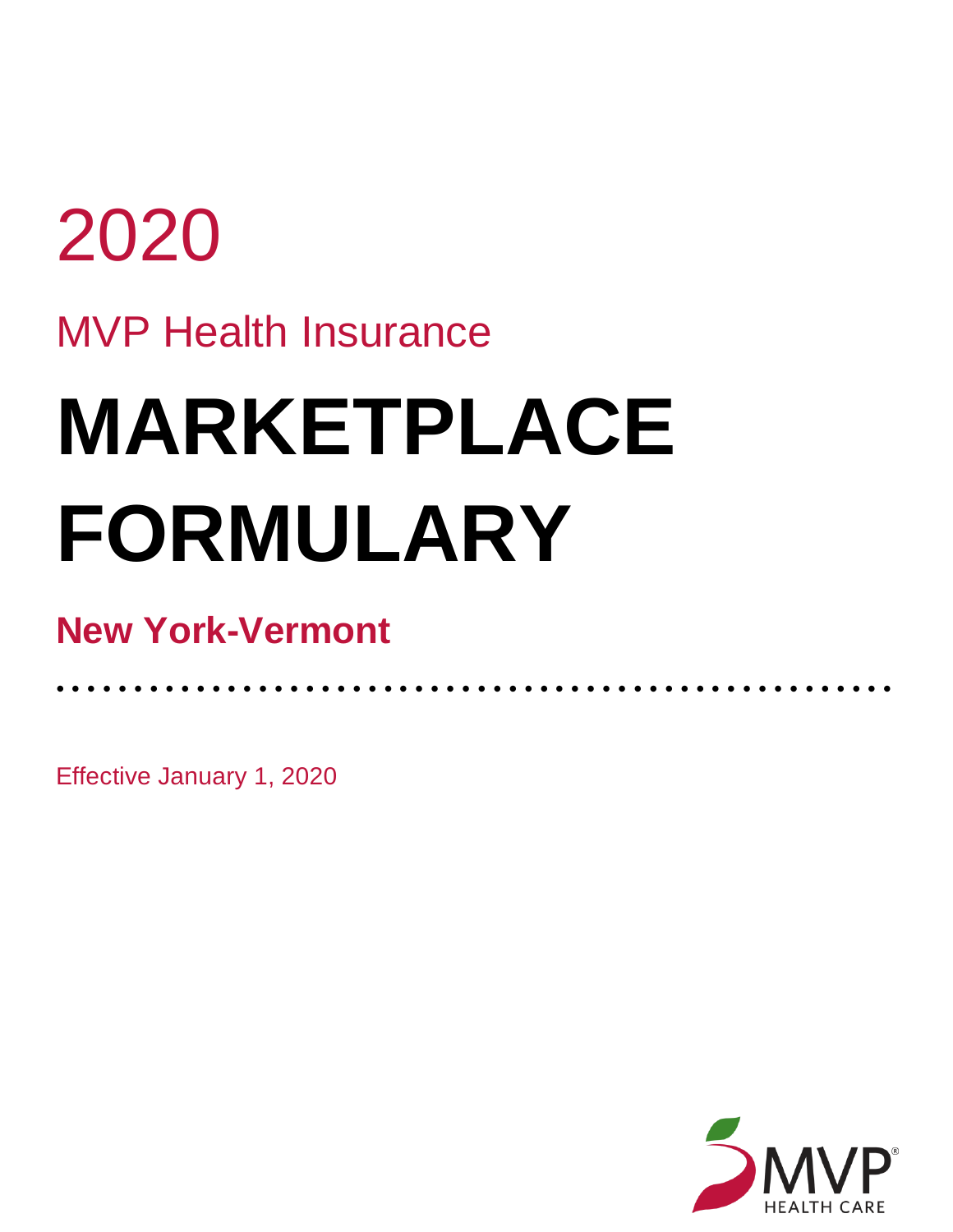# 2020

## MVP Health Insurance

# MARKETPLACE FORMULARY

## New York-Vermont

Effective January 1, 2020

MVP HEALTH CARE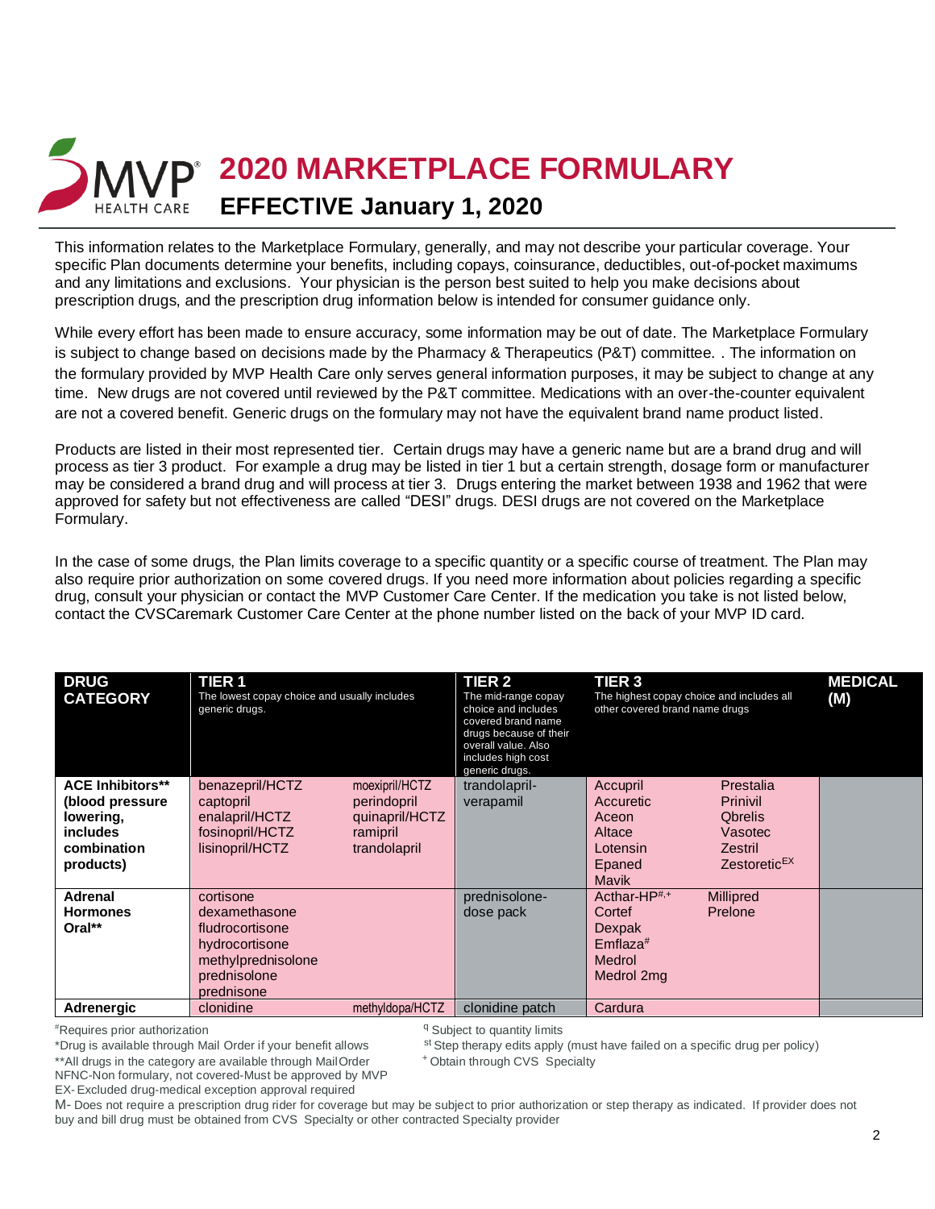# 2020 MARKETPLACE FORMULARY

## EFFECTIVE January 1, 2020

This information relates to the Marketplace Formulary, generally, and may not describe your particular coverage. Your specific Plan documents determine your benefits, including copays, coinsurance, deductibles, out-of-pocket maximums and any limitations and exclusions. Your physician is the person best suited to help you make decisions about prescription drugs, and the prescription drug information below is intended for consumer guidance only.

While every effort has been made to ensure accuracy, some information may be out of date. The Marketplace Formulary is subject to change based on decisions made by the Pharmacy & Therapeutics (P&T) committee. . The information on the formulary provided by MVP Health Care only serves general information purposes, it may be subject to change at any time. New drugs are not covered until reviewed by the P&T committee. Medications with an over-the-counter equivalent are not a covered benefit. Generic drugs on the formulary may not have the equivalent brand name product listed.

Products are listed in their most represented tier. Certain drugs may have a generic name but are a brand drug and will process as tier 3 product. For example a drug may be listed in tier 1 but a certain strength, dosage form or manufacturer may be considered a brand drug and will process at tier 3. Drugs entering the market between 1938 and 1962 that were approved for safety but not effectiveness are called "DESI" drugs. DESI drugs are not covered on the Marketplace Formulary.

In the case of some drugs, the Plan limits coverage to a specific quantity or a specific course of treatment. The Plan may also require prior authorization on some covered drugs. If you need more information about policies regarding a specific drug, consult your physician or contact the MVP Customer Care Center. If the medication you take is not listed below, contact the CVSCaremark Customer Care Center at the phone number listed on the back of your MVP ID card.

| DRUG CATEGORY | TIER 1 The lowest copay choice and usually includes generic drugs. | | TIER 2 The mid-range copay choice and includes covered brand name drugs because of their overall value. Also includes high cost generic drugs. | TIER 3 The highest copay choice and includes all other covered brand name drugs | | MEDICAL (M) |
|---|---|---|---|---|---|---|
| **ACE Inhibitors** (blood pressure lowering, includes combination products)** | benazepril/HCTZ<br>captopril<br>enalapril/HCTZ<br>fosinopril/HCTZ<br>lisinopril/HCTZ | moexipril/HCTZ<br>perindopril<br>quinapril/HCTZ<br>ramipril<br>trandolapril | trandolapril-verapamil | Accupril<br>Accuretic<br>Aceon<br>Altace<br>Lotensin<br>Epaned<br>Mavik | Prestalia<br>Prinivil<br>Qbrelis<br>Vasotec<br>Zestril<br>Zestoretic[EX] | |
| **Adrenal Hormones Oral**** | cortisone<br>dexamethasone<br>fludrocortisone<br>hydrocortisone<br>methylprednisolone<br>prednisolone<br>prednisone | | prednisolone-dose pack | Acthar-HP[#,+]<br>Cortef<br>Dexpak<br>Emflaza[#]<br>Medrol<br>Medrol 2mg | Millipred<br>Prelone | |
| **Adrenergic** | clonidine | methyldopa/HCTZ | clonidine patch | Cardura | | |

[#] Requires prior authorization
*Drug is available through Mail Order if your benefit allows
**All drugs in the category are available through Mail Order
NFNC-Non formulary, not covered-Must be approved by MVP
EX- Excluded drug-medical exception approval required

[q] Subject to quantity limits
[st] Step therapy edits apply (must have failed on a specific drug per policy)
[+] Obtain through CVS Specialty

M- Does not require a prescription drug rider for coverage but may be subject to prior authorization or step therapy as indicated. If provider does not buy and bill drug must be obtained from CVS Specialty or other contracted Specialty provider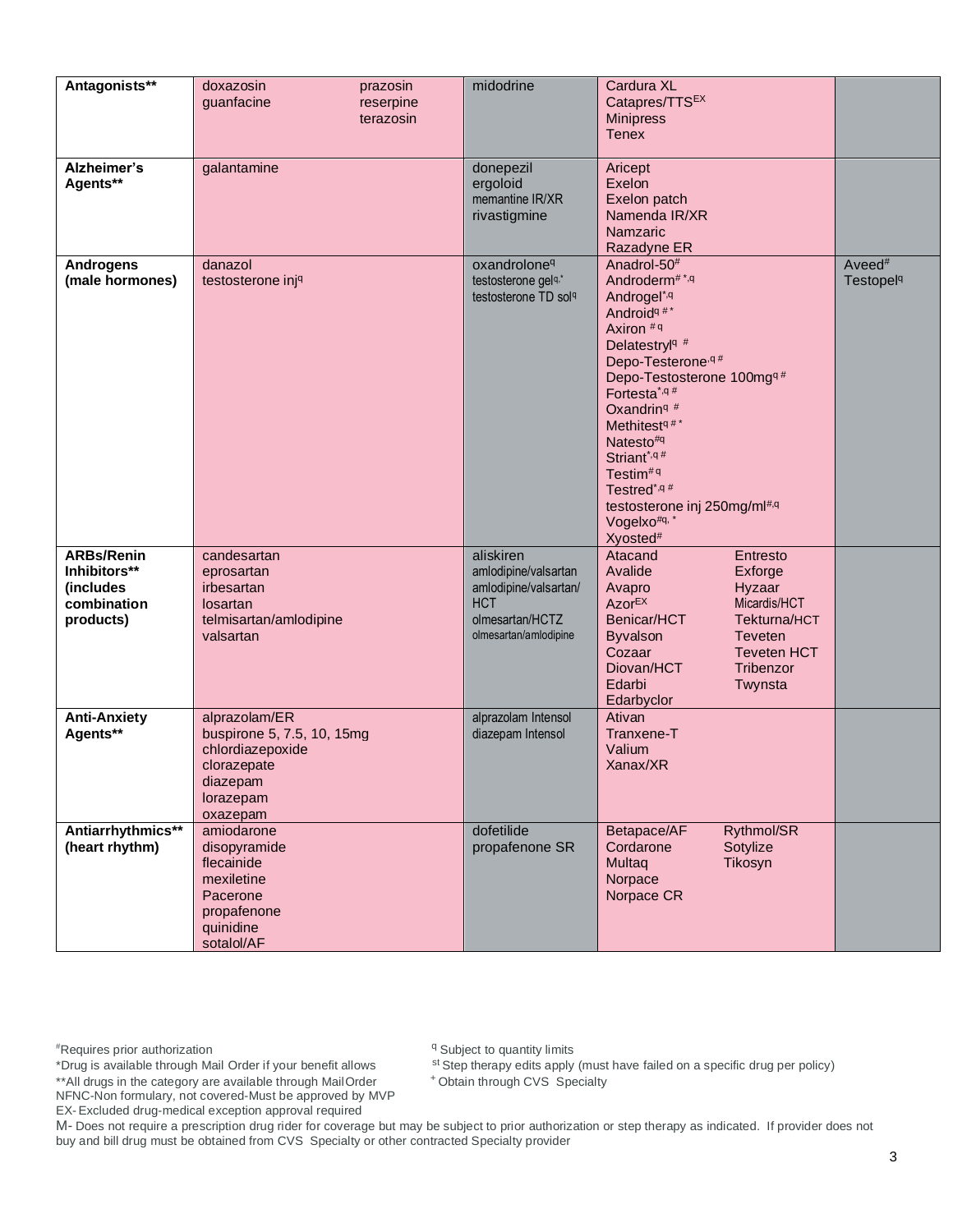| | | | | |
|---|---|---|---|---|
| **Antagonists**** | doxazosin<br>guanfacine<br>prazosin<br>reserpine<br>terazosin | midodrine | Cardura XL<br>Catapres/TTS[EX]<br>Minipress<br>Tenex | |
| **Alzheimer's Agents**** | galantamine | donepezil<br>ergoloid<br>memantine IR/XR<br>rivastigmine | Aricept<br>Exelon<br>Exelon patch<br>Namenda IR/XR<br>Namzaric<br>Razadyne ER | |
| **Androgens (male hormones)** | danazol<br>testosterone inj[q] | oxandrolone[q]<br>testosterone gel[q,*]<br>testosterone TD sol[q] | Anadrol-50[#]<br>Androderm[# *,q]<br>Androgel[*,q]<br>Android[q # *]<br>Axiron [# q]<br>Delatestryl[q #]<br>Depo-Testerone[,q #]<br>Depo-Testosterone 100mg[q #]<br>Fortesta[*,q #]<br>Oxandrin[q #]<br>Methitest[q # *]<br>Natesto[#q]<br>Striant[*,q #]<br>Testim[# q]<br>Testred[*,q #]<br>testosterone inj 250mg/ml[#,q]<br>Vogelxo[#q, *]<br>Xyosted[#] | Aveed[#]<br>Testopel[q] |
| **ARBs/Renin Inhibitors** (includes combination products)** | candesartan<br>eprosartan<br>irbesartan<br>losartan<br>telmisartan/amlodipine<br>valsartan | aliskiren<br>amlodipine/valsartan<br>amlodipine/valsartan/HCT<br>olmesartan/HCTZ<br>olmesartan/amlodipine | Atacand<br>Avalide<br>Avapro<br>Azor[EX]<br>Benicar/HCT<br>Byvalson<br>Cozaar<br>Diovan/HCT<br>Edarbi<br>Edarbyclor<br>Entresto<br>Exforge<br>Hyzaar<br>Micardis/HCT<br>Tekturna/HCT<br>Teveten<br>Teveten HCT<br>Tribenzor<br>Twynsta | |
| **Anti-Anxiety Agents**** | alprazolam/ER<br>buspirone 5, 7.5, 10, 15mg<br>chlordiazepoxide<br>clorazepate<br>diazepam<br>lorazepam<br>oxazepam | alprazolam Intensol<br>diazepam Intensol | Ativan<br>Tranxene-T<br>Valium<br>Xanax/XR | |
| **Antiarrhythmics** (heart rhythm)** | amiodarone<br>disopyramide<br>flecainide<br>mexiletine<br>Pacerone<br>propafenone<br>quinidine<br>sotalol/AF | dofetilide<br>propafenone SR | Betapace/AF<br>Cordarone<br>Multaq<br>Norpace<br>Norpace CR<br>Rythmol/SR<br>Sotylize<br>Tikosyn | |

[#]Requires prior authorization
*Drug is available through Mail Order if your benefit allows
**All drugs in the category are available through Mail Order
NFNC-Non formulary, not covered-Must be approved by MVP
EX- Excluded drug-medical exception approval required
[q] Subject to quantity limits
[st] Step therapy edits apply (must have failed on a specific drug per policy)
[+] Obtain through CVS Specialty

M- Does not require a prescription drug rider for coverage but may be subject to prior authorization or step therapy as indicated. If provider does not buy and bill drug must be obtained from CVS Specialty or other contracted Specialty provider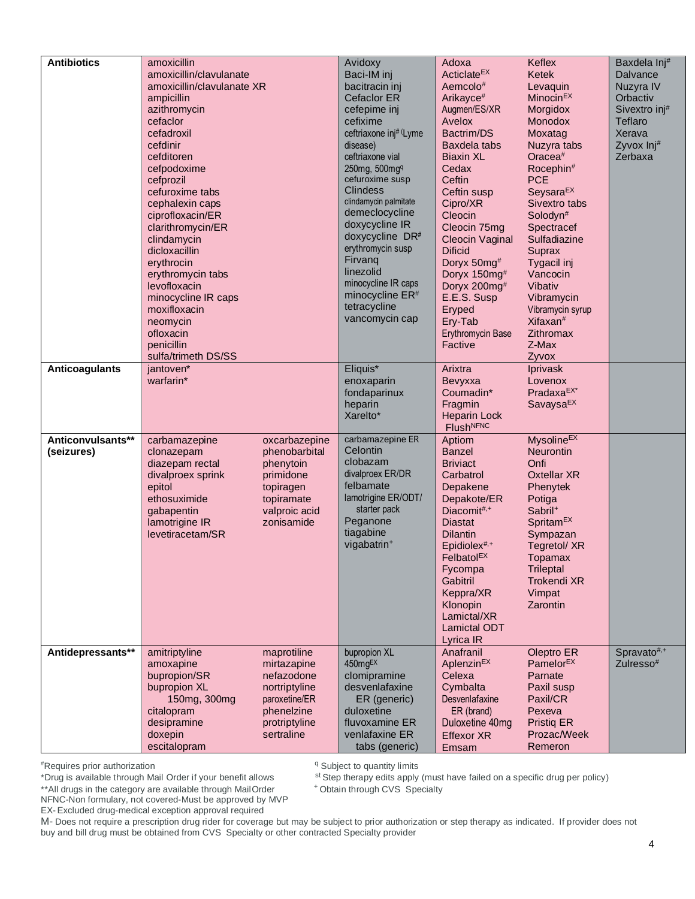| Category | Column 1 | Column 2 | Column 3 | Column 4 |
|---|---|---|---|---|
| **Antibiotics** | amoxicillin<br>amoxicillin/clavulanate<br>amoxicillin/clavulanate XR<br>ampicillin<br>azithromycin<br>cefaclor<br>cefadroxil<br>cefdinir<br>cefditoren<br>cefpodoxime<br>cefprozil<br>cefuroxime tabs<br>cephalexin caps<br>ciprofloxacin/ER<br>clarithromycin/ER<br>clindamycin<br>dicloxacillin<br>erythrocin<br>erythromycin tabs<br>levofloxacin<br>minocycline IR caps<br>moxifloxacin<br>neomycin<br>ofloxacin<br>penicillin<br>sulfa/trimeth DS/SS | Avidoxy<br>Baci-IM inj<br>bacitracin inj<br>Cefaclor ER<br>cefepime inj<br>cefixime<br>ceftriaxone inj# (Lyme disease)<br>ceftriaxone vial 250mg, 500mg[q]<br>cefuroxime susp<br>Clindess<br>clindamycin palmitate<br>demeclocycline<br>doxycycline IR<br>doxycycline DR#<br>erythromycin susp<br>Firvanq<br>linezolid<br>minocycline IR caps<br>minocycline ER#<br>tetracycline<br>vancomycin cap | Adoxa<br>Acticlate[EX]<br>Aemcolo#<br>Arikayce#<br>Augmen/ES/XR<br>Avelox<br>Bactrim/DS<br>Baxdela tabs<br>Biaxin XL<br>Cedax<br>Ceftin<br>Ceftin susp<br>Cipro/XR<br>Cleocin<br>Cleocin 75mg<br>Cleocin Vaginal<br>Dificid<br>Doryx 50mg#<br>Doryx 150mg#<br>Doryx 200mg#<br>E.E.S. Susp<br>Eryped<br>Ery-Tab<br>Erythromycin Base<br>Factive<br>Keflex<br>Ketek<br>Levaquin<br>Minocin[EX]<br>Morgidox<br>Monodox<br>Moxatag<br>Nuzyra tabs<br>Oracea#<br>Rocephin#<br>PCE<br>Seysara[EX]<br>Sivextro tabs<br>Solodyn#<br>Spectracef<br>Sulfadiazine<br>Suprax<br>Tygacil inj<br>Vancocin<br>Vibativ<br>Vibramycin<br>Vibramycin syrup<br>Xifaxan#<br>Zithromax<br>Z-Max<br>Zyvox | Baxdela Inj#<br>Dalvance<br>Nuzyra IV<br>Orbactiv<br>Sivextro inj#<br>Teflaro<br>Xerava<br>Zyvox Inj#<br>Zerbaxa |
| **Anticoagulants** | jantoven*<br>warfarin* | Eliquis*<br>enoxaparin<br>fondaparinux<br>heparin<br>Xarelto* | Arixtra<br>Bevyxxa<br>Coumadin*<br>Fragmin<br>Heparin Lock Flush[NFNC]<br>Iprivask<br>Lovenox<br>Pradaxa[EX*]<br>Savaysa[EX] | |
| **Anticonvulsants\*\* (seizures)** | carbamazepine<br>clonazepam<br>diazepam rectal<br>divalproex sprink<br>epitol<br>ethosuximide<br>gabapentin<br>lamotrigine IR<br>levetiracetam/SR<br>oxcarbazepine<br>phenobarbital<br>phenytoin<br>primidone<br>topiragen<br>topiramate<br>valproic acid<br>zonisamide | carbamazepine ER<br>Celontin<br>clobazam<br>divalproex ER/DR<br>felbamate<br>lamotrigine ER/ODT/ starter pack<br>Peganone<br>tiagabine<br>vigabatrin+ | Aptiom<br>Banzel<br>Briviact<br>Carbatrol<br>Depakene<br>Depakote/ER<br>Diacomit#,+<br>Diastat<br>Dilantin<br>Epidiolex#,+<br>Felbatol[EX]<br>Fycompa<br>Gabitril<br>Keppra/XR<br>Klonopin<br>Lamictal/XR<br>Lamictal ODT<br>Lyrica IR<br>Mysoline[EX]<br>Neurontin<br>Onfi<br>Oxtellar XR<br>Phenytek<br>Potiga<br>Sabril+<br>Spritam[EX]<br>Sympazan<br>Tegretol/ XR<br>Topamax<br>Trileptal<br>Trokendi XR<br>Vimpat<br>Zarontin | |
| **Antidepressants\*\*** | amitriptyline<br>amoxapine<br>bupropion/SR<br>bupropion XL 150mg, 300mg<br>citalopram<br>desipramine<br>doxepin<br>escitalopram<br>maprotiline<br>mirtazapine<br>nefazodone<br>nortriptyline<br>paroxetine/ER<br>phenelzine<br>protriptyline<br>sertraline | bupropion XL 450mg[EX]<br>clomipramine<br>desvenlafaxine ER (generic)<br>duloxetine<br>fluvoxamine ER<br>venlafaxine ER tabs (generic) | Anafranil<br>Aplenzin[EX]<br>Celexa<br>Cymbalta<br>Desvenlafaxine ER (brand)<br>Duloxetine 40mg<br>Effexor XR<br>Emsam<br>Oleptro ER<br>Pamelor[EX]<br>Parnate<br>Paxil susp<br>Paxil/CR<br>Pexeva<br>Pristiq ER<br>Prozac/Week<br>Remeron | Spravato#,+<br>Zulresso# |

#Requires prior authorization
*Drug is available through Mail Order if your benefit allows
**All drugs in the category are available through Mail Order
NFNC-Non formulary, not covered-Must be approved by MVP
EX- Excluded drug-medical exception approval required
q Subject to quantity limits
st Step therapy edits apply (must have failed on a specific drug per policy)
+ Obtain through CVS Specialty
M- Does not require a prescription drug rider for coverage but may be subject to prior authorization or step therapy as indicated. If provider does not buy and bill drug must be obtained from CVS Specialty or other contracted Specialty provider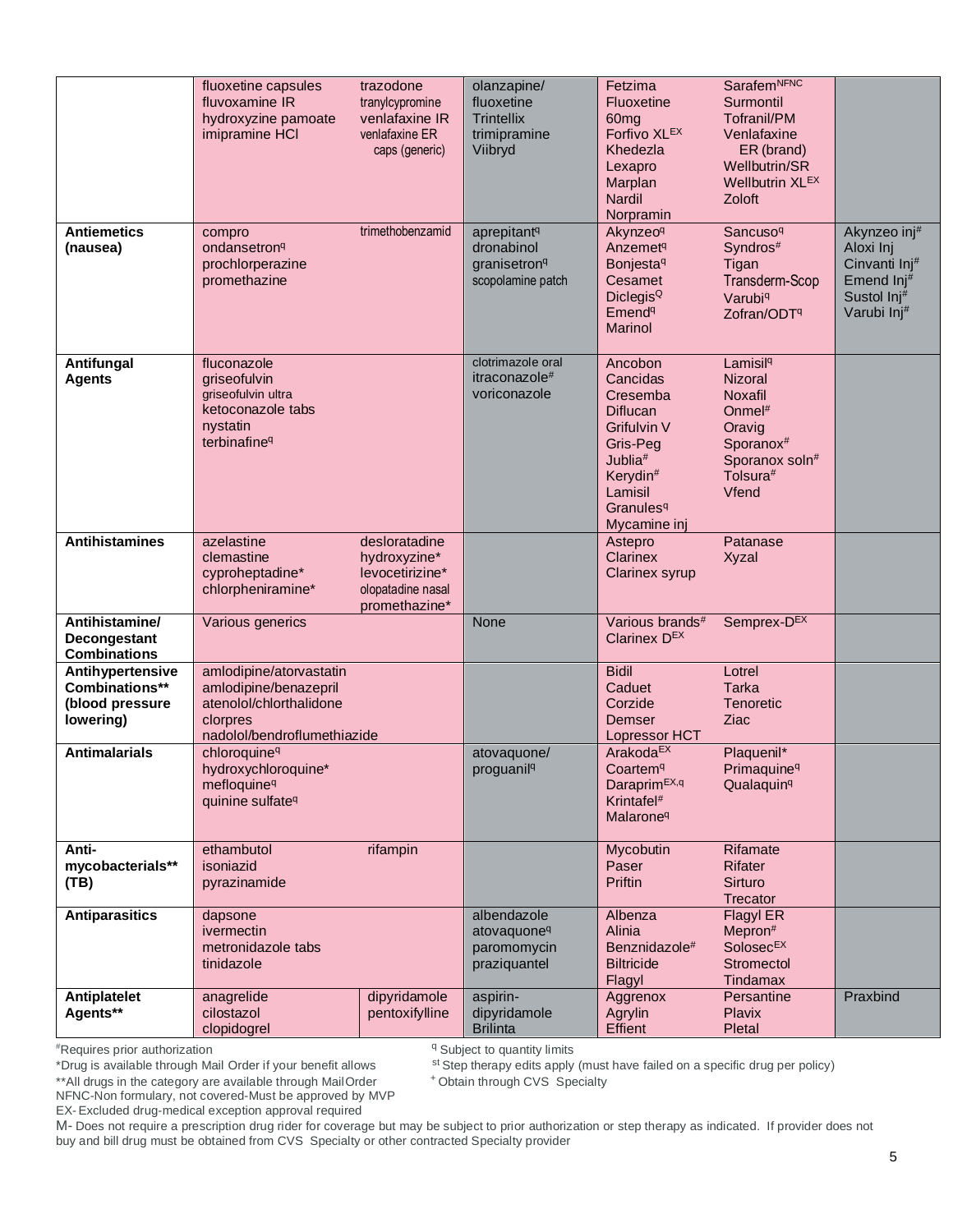| | | | | | | |
|---|---|---|---|---|---|---|
| | fluoxetine capsules<br>fluvoxamine IR<br>hydroxyzine pamoate<br>imipramine HCl | trazodone<br>tranylcypromine<br>venlafaxine IR<br>venlafaxine ER caps (generic) | olanzapine/ fluoxetine<br>Trintellix<br>trimipramine<br>Viibryd | Fetzima<br>Fluoxetine 60mg<br>Forfivo XL[EX]<br>Khedezla<br>Lexapro<br>Marplan<br>Nardil<br>Norpramin | Sarafem[NFNC]<br>Surmontil<br>Tofranil/PM<br>Venlafaxine ER (brand)<br>Wellbutrin/SR<br>Wellbutrin XL[EX]<br>Zoloft | |
| **Antiemetics (nausea)** | compro<br>ondansetron[q]<br>prochlorperazine<br>promethazine | trimethobenzamid | aprepitant[q]<br>dronabinol<br>granisetron[q]<br>scopolamine patch | Akynzeo[q]<br>Anzemet[q]<br>Bonjesta[q]<br>Cesamet<br>Diclegis[Q]<br>Emend[q]<br>Marinol | Sancuso[q]<br>Syndros[#]<br>Tigan<br>Transderm-Scop<br>Varubi[q]<br>Zofran/ODT[q] | Akynzeo inj[#]<br>Aloxi Inj<br>Cinvanti Inj[#]<br>Emend Inj[#]<br>Sustol Inj[#]<br>Varubi Inj[#] |
| **Antifungal Agents** | fluconazole<br>griseofulvin<br>griseofulvin ultra<br>ketoconazole tabs<br>nystatin<br>terbinafine[q] | | clotrimazole oral<br>itraconazole[#]<br>voriconazole | Ancobon<br>Cancidas<br>Cresemba<br>Diflucan<br>Grifulvin V<br>Gris-Peg<br>Jublia[#]<br>Kerydin[#]<br>Lamisil Granules[q]<br>Mycamine inj | Lamisil[q]<br>Nizoral<br>Noxafil<br>Onmel[#]<br>Oravig<br>Sporanox[#]<br>Sporanox soln[#]<br>Tolsura[#]<br>Vfend | |
| **Antihistamines** | azelastine<br>clemastine<br>cyproheptadine*<br>chlorpheniramine* | desloratadine<br>hydroxyzine*<br>levocetirizine*<br>olopatadine nasal<br>promethazine* | | Astepro<br>Clarinex<br>Clarinex syrup | Patanase<br>Xyzal | |
| **Antihistamine/ Decongestant Combinations** | Various generics | | None | Various brands[#]<br>Clarinex D[EX] | Semprex-D[EX] | |
| **Antihypertensive Combinations** (blood pressure lowering)** | amlodipine/atorvastatin<br>amlodipine/benazepril<br>atenolol/chlorthalidone<br>clorpres<br>nadolol/bendroflumethiazide | | | Bidil<br>Caduet<br>Corzide<br>Demser<br>Lopressor HCT | Lotrel<br>Tarka<br>Tenoretic<br>Ziac | |
| **Antimalarials** | chloroquine[q]<br>hydroxychloroquine*<br>mefloquine[q]<br>quinine sulfate[q] | | atovaquone/ proguanil[q] | Arakoda[EX]<br>Coartem[q]<br>Daraprim[EX,q]<br>Krintafel[#]<br>Malarone[q] | Plaquenil*<br>Primaquine[q]<br>Qualaquin[q] | |
| **Anti-mycobacterials** (TB)** | ethambutol<br>isoniazid<br>pyrazinamide | rifampin | | Mycobutin<br>Paser<br>Priftin | Rifamate<br>Rifater<br>Sirturo<br>Trecator | |
| **Antiparasitics** | dapsone<br>ivermectin<br>metronidazole tabs<br>tinidazole | | albendazole<br>atovaquone[q]<br>paromomycin<br>praziquantel | Albenza<br>Alinia<br>Benznidazole[#]<br>Biltricide<br>Flagyl | Flagyl ER<br>Mepron[#]<br>Solosec[EX]<br>Stromectol<br>Tindamax | |
| **Antiplatelet Agents**** | anagrelide<br>cilostazol<br>clopidogrel | dipyridamole<br>pentoxifylline | aspirin-dipyridamole<br>Brilinta | Aggrenox<br>Agrylin<br>Effient | Persantine<br>Plavix<br>Pletal | Praxbind |

[#]Requires prior authorization
*Drug is available through Mail Order if your benefit allows
**All drugs in the category are available through Mail Order
NFNC-Non formulary, not covered-Must be approved by MVP
EX- Excluded drug-medical exception approval required

[q] Subject to quantity limits
[st] Step therapy edits apply (must have failed on a specific drug per policy)
[+] Obtain through CVS Specialty

M- Does not require a prescription drug rider for coverage but may be subject to prior authorization or step therapy as indicated. If provider does not buy and bill drug must be obtained from CVS Specialty or other contracted Specialty provider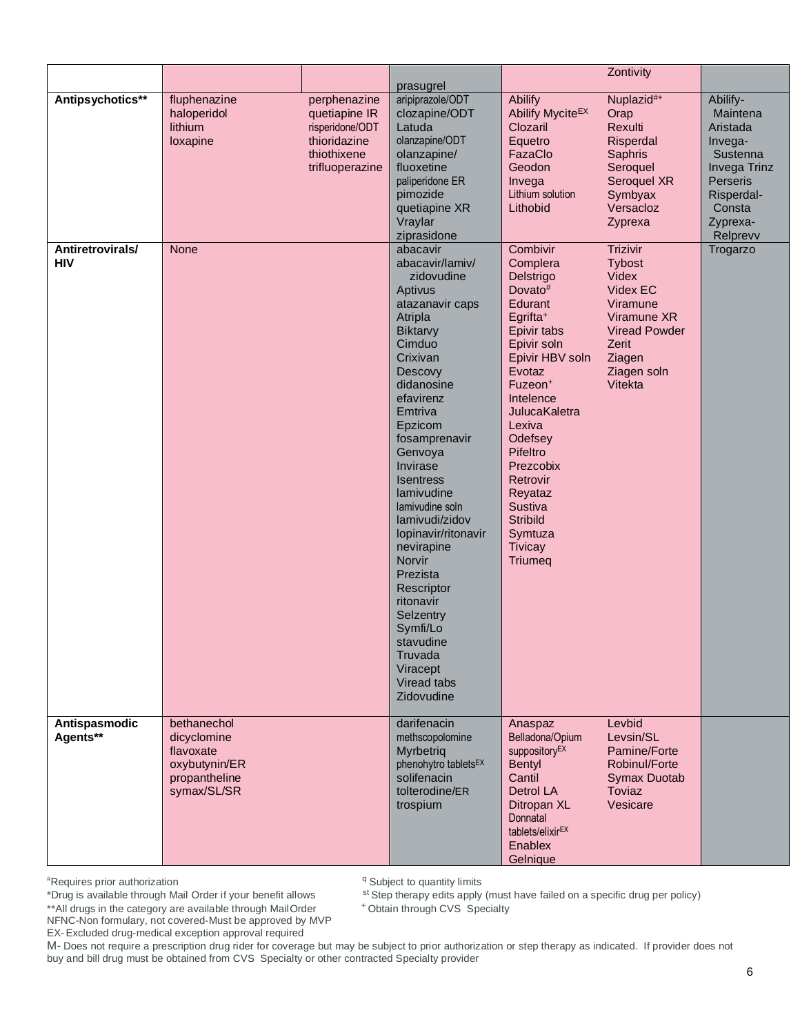| | | | | | | |
|---|---|---|---|---|---|---|
| | | | prasugrel | | Zontivity | |
| **Antipsychotics**** | fluphenazine<br>haloperidol<br>lithium<br>loxapine | perphenazine<br>quetiapine IR<br>risperidone/ODT<br>thioridazine<br>thiothixene<br>trifluoperazine | aripiprazole/ODT<br>clozapine/ODT<br>Latuda<br>olanzapine/ODT<br>olanzapine/<br>fluoxetine<br>paliperidone ER<br>pimozide<br>quetiapine XR<br>Vraylar<br>ziprasidone | Abilify<br>Abilify Mycite[EX]<br>Clozaril<br>Equetro<br>FazaClo<br>Geodon<br>Invega<br>Lithium solution<br>Lithobid | Nuplazid[#+]<br>Orap<br>Rexulti<br>Risperdal<br>Saphris<br>Seroquel<br>Seroquel XR<br>Symbyax<br>Versacloz<br>Zyprexa | Abilify-Maintena<br>Aristada<br>Invega-Sustenna<br>Invega Trinz<br>Perseris<br>Risperdal-Consta<br>Zyprexa-Relprevv |
| **Antiretrovirals/ HIV** | None | | abacavir<br>abacavir/lamiv/ zidovudine<br>Aptivus<br>atazanavir caps<br>Atripla<br>Biktarvy<br>Cimduo<br>Crixivan<br>Descovy<br>didanosine<br>efavirenz<br>Emtriva<br>Epzicom<br>fosamprenavir<br>Genvoya<br>Invirase<br>Isentress<br>lamivudine<br>lamivudine soln<br>lamivudi/zidov<br>lopinavir/ritonavir<br>nevirapine<br>Norvir<br>Prezista<br>Rescriptor<br>ritonavir<br>Selzentry<br>Symfi/Lo<br>stavudine<br>Truvada<br>Viracept<br>Viread tabs<br>Zidovudine | Combivir<br>Complera<br>Delstrigo<br>Dovato[#]<br>Edurant<br>Egrifta[+]<br>Epivir tabs<br>Epivir soln<br>Epivir HBV soln<br>Evotaz<br>Fuzeon[+]<br>Intelence<br>JulucaKaletra<br>Lexiva<br>Odefsey<br>Pifeltro<br>Prezcobix<br>Retrovir<br>Reyataz<br>Sustiva<br>Stribild<br>Symtuza<br>Tivicay<br>Triumeq | Trizivir<br>Tybost<br>Videx<br>Videx EC<br>Viramune<br>Viramune XR<br>Viread Powder<br>Zerit<br>Ziagen<br>Ziagen soln<br>Vitekta | Trogarzo |
| **Antispasmodic Agents**** | bethanechol<br>dicyclomine<br>flavoxate<br>oxybutynin/ER<br>propantheline<br>symax/SL/SR | | darifenacin<br>methscopolomine<br>Myrbetriq<br>phenohytro tablets[EX]<br>solifenacin<br>tolterodine/ER<br>trospium | Anaspaz<br>Belladona/Opium suppository[EX]<br>Bentyl<br>Cantil<br>Detrol LA<br>Ditropan XL<br>Donnatal tablets/elixir[EX]<br>Enablex<br>Gelnique | Levbid<br>Levsin/SL<br>Pamine/Forte<br>Robinul/Forte<br>Symax Duotab<br>Toviaz<br>Vesicare | |

[#]Requires prior authorization
*Drug is available through Mail Order if your benefit allows
**All drugs in the category are available through MailOrder
NFNC-Non formulary, not covered-Must be approved by MVP
EX- Excluded drug-medical exception approval required
[q] Subject to quantity limits
[st] Step therapy edits apply (must have failed on a specific drug per policy)
[+] Obtain through CVS Specialty

M- Does not require a prescription drug rider for coverage but may be subject to prior authorization or step therapy as indicated. If provider does not buy and bill drug must be obtained from CVS Specialty or other contracted Specialty provider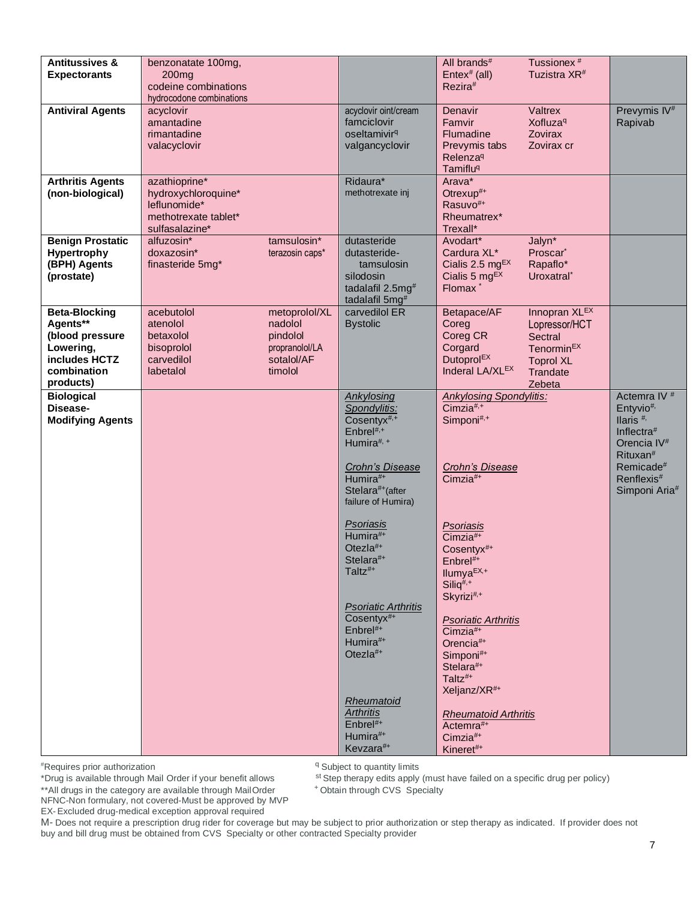| Antitussives & Expectorants | benzonatate 100mg, 200mg<br>codeine combinations<br>hydrocodone combinations | | All brands#<br>Entex# (all)<br>Rezira#<br>Tussionex #<br>Tuzistra XR# | |
|---|---|---|---|---|
| **Antiviral Agents** | acyclovir<br>amantadine<br>rimantadine<br>valacyclovir | acyclovir oint/cream<br>famciclovir<br>oseltamivir[q]<br>valgancyclovir | Denavir<br>Famvir<br>Flumadine<br>Prevymis tabs<br>Relenza[q]<br>Tamiflu[q]<br>Valtrex<br>Xofluza[q]<br>Zovirax<br>Zovirax cr | Prevymis IV#<br>Rapivab |
| **Arthritis Agents (non-biological)** | azathioprine*<br>hydroxychloroquine*<br>leflunomide*<br>methotrexate tablet*<br>sulfasalazine* | Ridaura*<br>methotrexate inj | Arava*<br>Otrexup#+<br>Rasuvo#+<br>Rheumatrex*<br>Trexall* | |
| **Benign Prostatic Hypertrophy (BPH) Agents (prostate)** | alfuzosin*<br>doxazosin*<br>finasteride 5mg*<br>tamsulosin*<br>terazosin caps* | dutasteride<br>dutasteride-tamsulosin<br>silodosin<br>tadalafil 2.5mg#<br>tadalafil 5mg# | Avodart*<br>Cardura XL*<br>Cialis 2.5 mg[EX]<br>Cialis 5 mg[EX]<br>Flomax *<br>Jalyn*<br>Proscar*<br>Rapaflo*<br>Uroxatral* | |
| **Beta-Blocking Agents** (blood pressure Lowering, includes HCTZ combination products)** | acebutolol<br>atenolol<br>betaxolol<br>bisoprolol<br>carvedilol<br>labetalol<br>metoprolol/XL<br>nadolol<br>pindolol<br>propranolol/LA<br>sotalol/AF<br>timolol | carvedilol ER<br>Bystolic | Betapace/AF<br>Coreg<br>Coreg CR<br>Corgard<br>Dutoprol[EX]<br>Inderal LA/XL[EX]<br>Innopran XL[EX]<br>Lopressor/HCT<br>Sectral<br>Tenormin[EX]<br>Toprol XL<br>Trandate<br>Zebeta | |
| **Biological Disease-Modifying Agents** | | *Ankylosing Spondylitis:*<br>Cosentyx#,+<br>Enbrel#,+<br>Humira#, +<br><br>*Crohn's Disease*<br>Humira#+<br>Stelara#+(after failure of Humira)<br><br>*Psoriasis*<br>Humira#+<br>Otezla#+<br>Stelara#+<br>Taltz#+<br><br>*Psoriatic Arthritis*<br>Cosentyx#+<br>Enbrel#+<br>Humira#+<br>Otezla#+<br><br>*Rheumatoid Arthritis*<br>Enbrel#+<br>Humira#+<br>Kevzara#+ | *Ankylosing Spondylitis:*<br>Cimzia#,+<br>Simponi#,+<br><br>*Crohn's Disease*<br>Cimzia#+<br><br>*Psoriasis*<br>Cimzia#+<br>Cosentyx#+<br>Enbrel#+<br>Ilumya[EX,+]<br>Siliq#,+<br>Skyrizi#,+<br><br>*Psoriatic Arthritis*<br>Cimzia#+<br>Orencia#+<br>Simponi#+<br>Stelara#+<br>Taltz#+<br>Xeljanz/XR#+<br><br>*Rheumatoid Arthritis*<br>Actemra#+<br>Cimzia#+<br>Kineret#+ | Actemra IV #<br>Entyvio#,<br>Ilaris #,<br>Inflectra#<br>Orencia IV#<br>Rituxan#<br>Remicade#<br>Renflexis#<br>Simponi Aria# |

#Requires prior authorization
*Drug is available through Mail Order if your benefit allows
**All drugs in the category are available through Mail Order
NFNC-Non formulary, not covered-Must be approved by MVP
EX- Excluded drug-medical exception approval required
[q] Subject to quantity limits
[st] Step therapy edits apply (must have failed on a specific drug per policy)
+ Obtain through CVS Specialty
M- Does not require a prescription drug rider for coverage but may be subject to prior authorization or step therapy as indicated. If provider does not buy and bill drug must be obtained from CVS Specialty or other contracted Specialty provider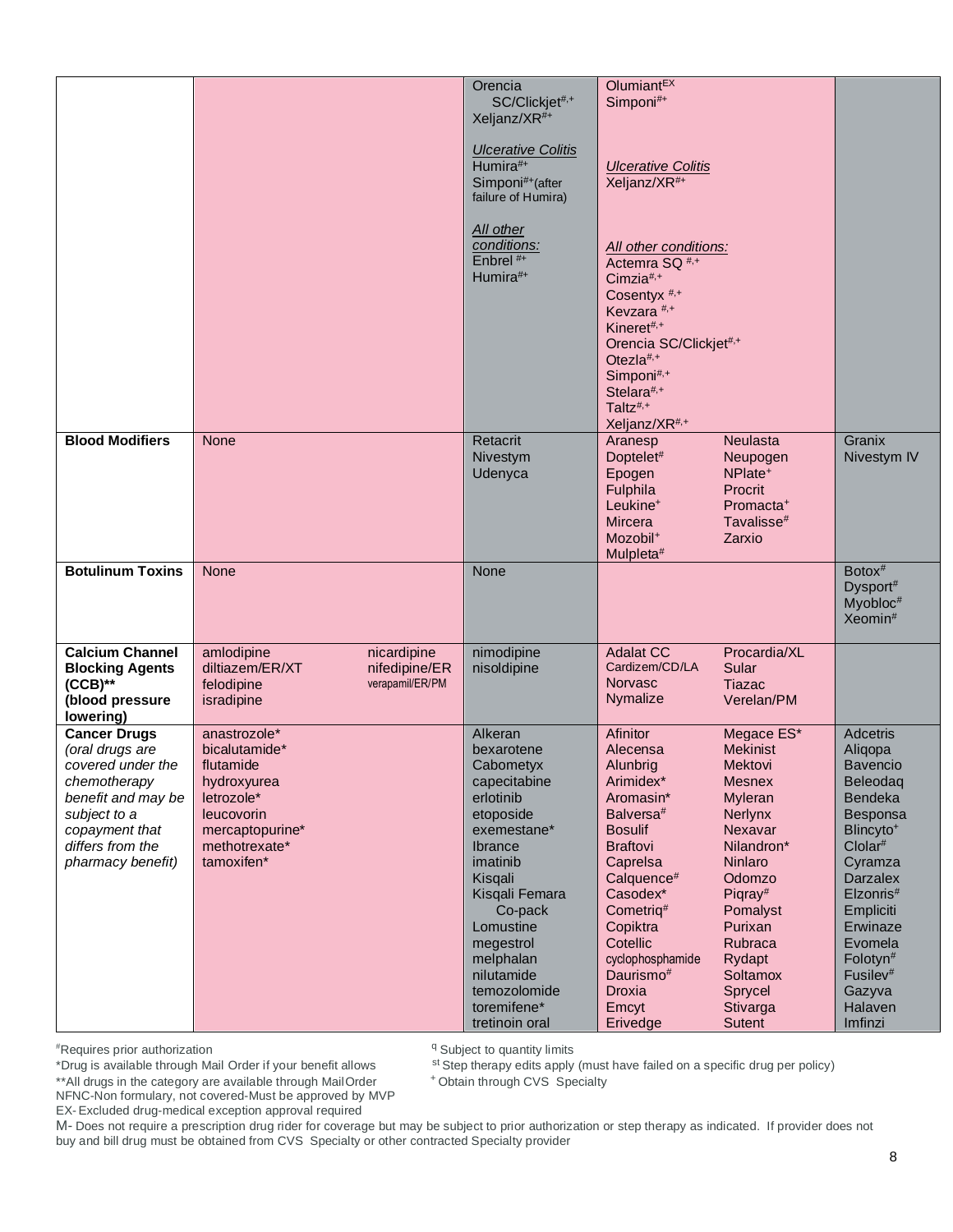| | | | | |
|---|---|---|---|---|
| | | Orencia SC/Clickjet#,+<br>Xeljanz/XR#+<br><br>*Ulcerative Colitis*<br>Humira#+<br>Simponi#+(after failure of Humira)<br><br>*All other conditions:*<br>Enbrel #+<br>Humira#+ | Olumiant EX<br>Simponi#+<br><br>*Ulcerative Colitis*<br>Xeljanz/XR#+<br><br>*All other conditions:*<br>Actemra SQ #,+<br>Cimzia#,+<br>Cosentyx #,+<br>Kevzara #,+<br>Kineret#,+<br>Orencia SC/Clickjet#,+<br>Otezla#,+<br>Simponi#,+<br>Stelara#,+<br>Taltz#,+<br>Xeljanz/XR#,+ | |
| **Blood Modifiers** | None | Retacrit<br>Nivestym<br>Udenyca | Aranesp<br>Doptelet#<br>Epogen<br>Fulphila<br>Leukine+<br>Mircera<br>Mozobil+<br>Mulpleta#<br>Neulasta<br>Neupogen<br>NPlate+<br>Procrit<br>Promacta+<br>Tavalisse#<br>Zarxio | Granix<br>Nivestym IV |
| **Botulinum Toxins** | None | None | | Botox#<br>Dysport#<br>Myobloc#<br>Xeomin# |
| **Calcium Channel Blocking Agents (CCB)\*\* (blood pressure lowering)** | amlodipine<br>diltiazem/ER/XT<br>felodipine<br>isradipine<br>nicardipine<br>nifedipine/ER<br>verapamil/ER/PM | nimodipine<br>nisoldipine | Adalat CC<br>Cardizem/CD/LA<br>Norvasc<br>Nymalize<br>Procardia/XL<br>Sular<br>Tiazac<br>Verelan/PM | |
| **Cancer Drugs** *(oral drugs are covered under the chemotherapy benefit and may be subject to a copayment that differs from the pharmacy benefit)* | anastrozole*<br>bicalutamide*<br>flutamide<br>hydroxyurea<br>letrozole*<br>leucovorin<br>mercaptopurine*<br>methotrexate*<br>tamoxifen* | Alkeran<br>bexarotene<br>Cabometyx<br>capecitabine<br>erlotinib<br>etoposide<br>exemestane*<br>Ibrance<br>imatinib<br>Kisqali<br>Kisqali Femara Co-pack<br>Lomustine<br>megestrol<br>melphalan<br>nilutamide<br>temozolomide<br>toremifene*<br>tretinoin oral | Afinitor<br>Alecensa<br>Alunbrig<br>Arimidex*<br>Aromasin*<br>Balversa#<br>Bosulif<br>Braftovi<br>Caprelsa<br>Calquence#<br>Casodex*<br>Cometriq#<br>Copiktra<br>Cotellic<br>cyclophosphamide<br>Daurismo#<br>Droxia<br>Emcyt<br>Erivedge<br>Megace ES*<br>Mekinist<br>Mektovi<br>Mesnex<br>Myleran<br>Nerlynx<br>Nexavar<br>Nilandron*<br>Ninlaro<br>Odomzo<br>Piqray#<br>Pomalyst<br>Purixan<br>Rubraca<br>Rydapt<br>Soltamox<br>Sprycel<br>Stivarga<br>Sutent | Adcetris<br>Aliqopa<br>Bavencio<br>Beleodaq<br>Bendeka<br>Besponsa<br>Blincyto+<br>Clolar#<br>Cyramza<br>Darzalex<br>Elzonris#<br>Empliciti<br>Erwinaze<br>Evomela<br>Folotyn#<br>Fusilev#<br>Gazyva<br>Halaven<br>Imfinzi |

#Requires prior authorization
*Drug is available through Mail Order if your benefit allows
**All drugs in the category are available through Mail Order
NFNC-Non formulary, not covered-Must be approved by MVP
EX- Excluded drug-medical exception approval required

q Subject to quantity limits
st Step therapy edits apply (must have failed on a specific drug per policy)
+ Obtain through CVS Specialty

M- Does not require a prescription drug rider for coverage but may be subject to prior authorization or step therapy as indicated. If provider does not buy and bill drug must be obtained from CVS Specialty or other contracted Specialty provider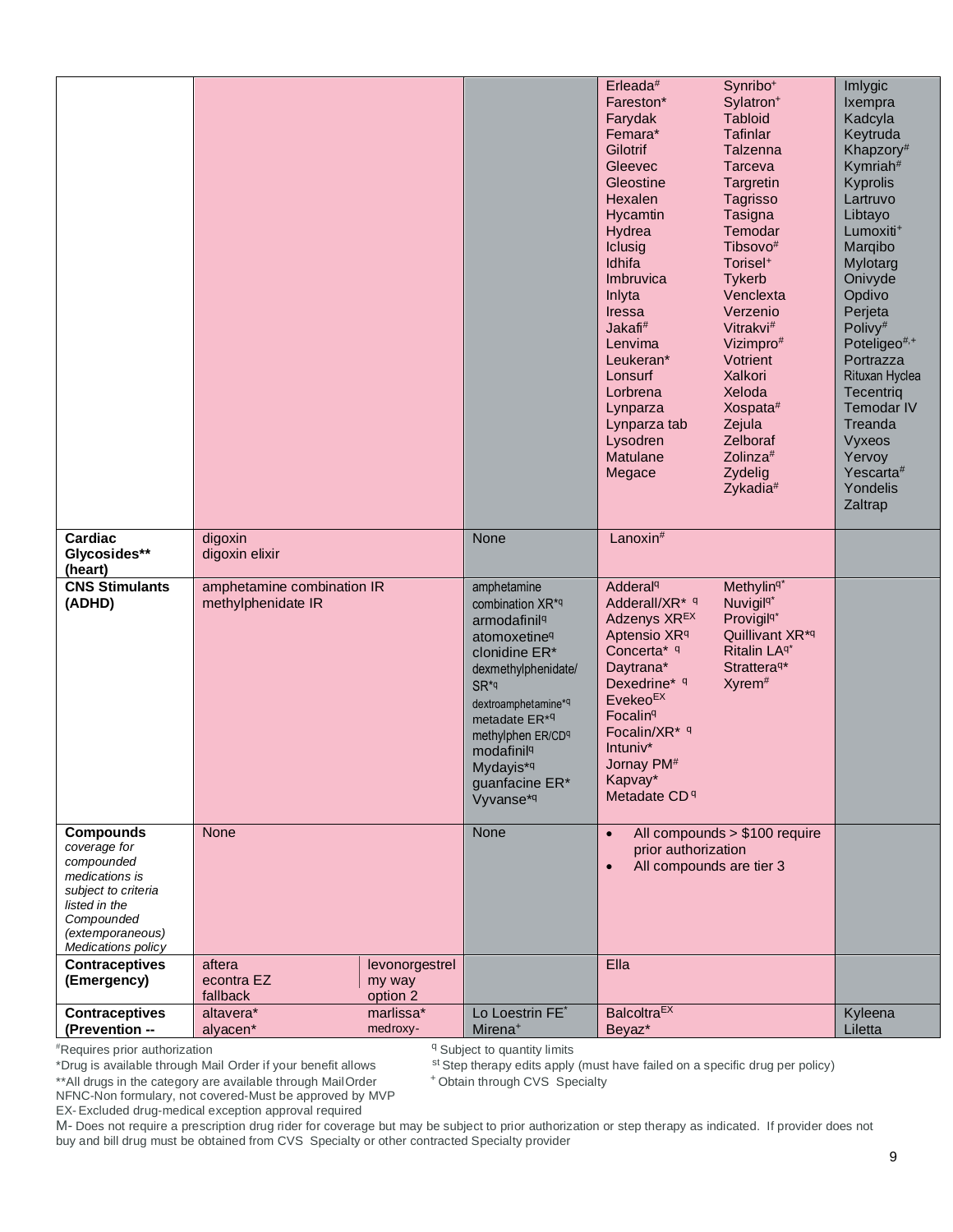| | | | | | |
|---|---|---|---|---|---|
| | | | Erleada# Fareston* Farydak Femara* Gilotrif Gleevec Gleostine Hexalen Hycamtin Hydrea Iclusig Idhifa Imbruvica Inlyta Iressa Jakafi# Lenvima Leukeran* Lonsurf Lorbrena Lynparza Lynparza tab Lysodren Matulane Megace | Synribo+ Sylatron+ Tabloid Tafinlar Talzenna Tarceva Targretin Tagrisso Tasigna Temodar Tibsovo# Torisel+ Tykerb Venclexta Verzenio Vitrakvi# Vizimpro# Votrient Xalkori Xeloda Xospata# Zejula Zelboraf Zolinza# Zydelig Zykadia# | Imlygic Ixempra Kadcyla Keytruda Khapzory# Kymriah# Kyprolis Lartruvo Libtayo Lumoxiti+ Marqibo Mylotarg Onivyde Opdivo Perjeta Polivy# Poteligeo#,+ Portrazza Rituxan Hyclea Tecentriq Temodar IV Treanda Vyxeos Yervoy Yescarta# Yondelis Zaltrap |
| **Cardiac Glycosides\*\* (heart)** | digoxin digoxin elixir | | None | Lanoxin# | | |
| **CNS Stimulants (ADHD)** | amphetamine combination IR methylphenidate IR | | amphetamine combination XR*q armodafinilq atomoxetineq clonidine ER* dexmethylphenidate/ SR*q dextroamphetamine*q metadate ER*q methylphen ER/CDq modafinilq Mydayis*q guanfacine ER* Vyvanse*q | Adderalq Adderall/XR* q Adzenys XREX Aptensio XRq Concerta* q Daytrana* Dexedrine* q EvekeoEX Focalinq Focalin/XR* q Intuniv* Jornay PM# Kapvay* Metadate CD q | Methylinq* Nuvigilq* Provigilq* Quillivant XR*q Ritalin LAq* Stratteraq* Xyrem# | |
| **Compounds** *coverage for compounded medications is subject to criteria listed in the Compounded (extemporaneous) Medications policy* | None | | None | • All compounds > $100 require prior authorization • All compounds are tier 3 | | |
| **Contraceptives (Emergency)** | aftera econtra EZ fallback | levonorgestrel my way option 2 | | Ella | | |
| **Contraceptives (Prevention --** | altavera* alyacen* | marlissa* medroxy- | Lo Loestrin FE* Mirena+ | BalcoltraEX Beyaz* | | Kyleena Liletta |

#Requires prior authorization
*Drug is available through Mail Order if your benefit allows
**All drugs in the category are available through Mail Order
NFNC-Non formulary, not covered-Must be approved by MVP
EX- Excluded drug-medical exception approval required

q Subject to quantity limits
st Step therapy edits apply (must have failed on a specific drug per policy)
+ Obtain through CVS Specialty

M- Does not require a prescription drug rider for coverage but may be subject to prior authorization or step therapy as indicated. If provider does not buy and bill drug must be obtained from CVS Specialty or other contracted Specialty provider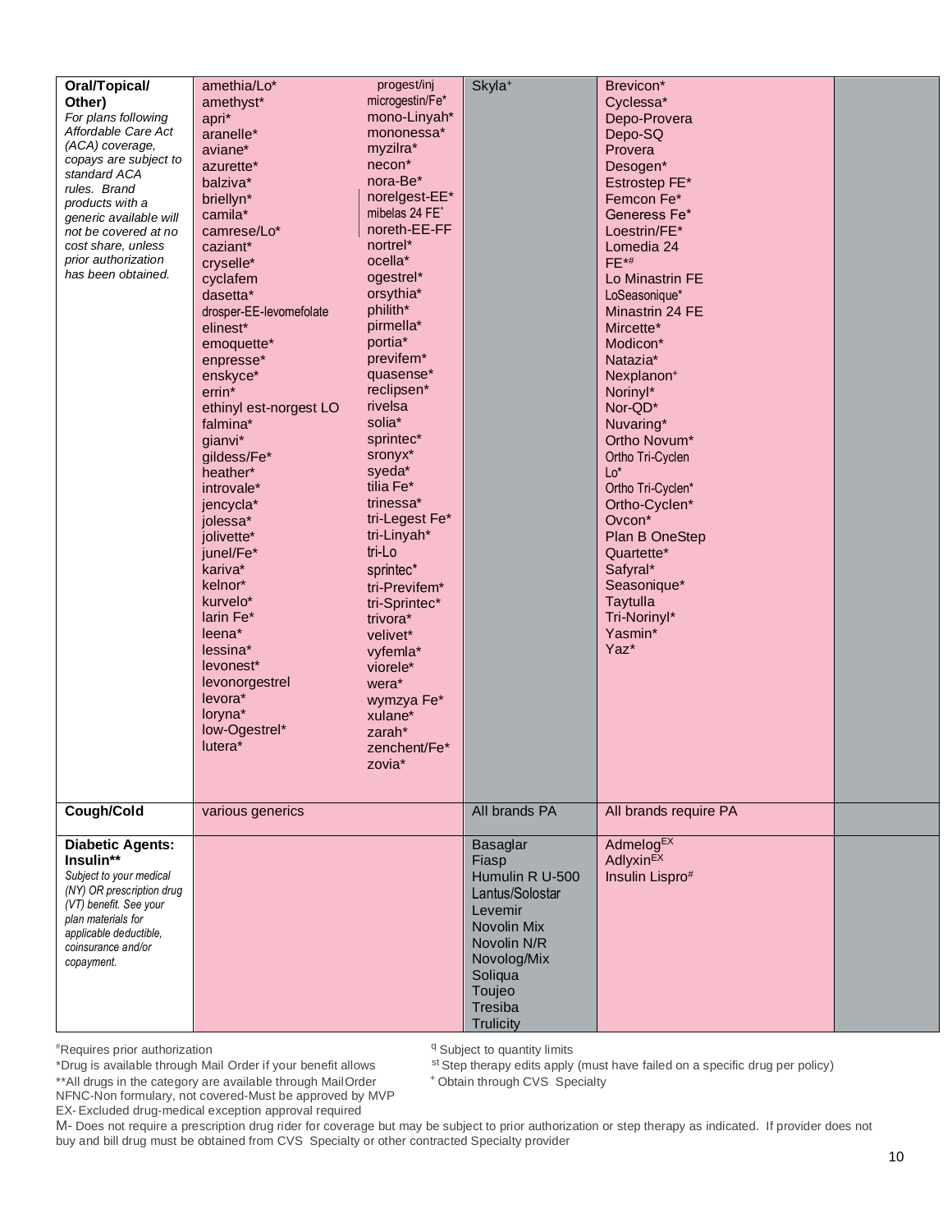| | | | | |
|---|---|---|---|---|
| **Oral/Topical/ Other)** *For plans following Affordable Care Act (ACA) coverage, copays are subject to standard ACA rules. Brand products with a generic available will not be covered at no cost share, unless prior authorization has been obtained.* | amethia/Lo* amethyst* apri* aranelle* aviane* azurette* balziva* briellyn* camila* camrese/Lo* caziant* cryselle* cyclafem dasetta* drosper-EE-levomefolate elinest* emoquette* enpresse* enskyce* errin* ethinyl est-norgest LO falmina* gianvi* gildess/Fe* heather* introvale* jencycla* jolessa* jolivette* junel/Fe* kariva* kelnor* kurvelo* larin Fe* leena* lessina* levonest* levonorgestrel levora* loryna* low-Ogestrel* lutera* progest/inj microgestin/Fe* mono-Linyah* mononessa* myzilra* necon* nora-Be* norelgest-EE* mibelas 24 FE* noreth-EE-FF nortrel* ocella* ogestrel* orsythia* philith* pirmella* portia* previfem* quasense* reclipsen* rivelsa solia* sprintec* sronyx* syeda* tilia Fe* trinessa* tri-Legest Fe* tri-Linyah* tri-Lo sprintec* tri-Previfem* tri-Sprintec* trivora* velivet* vyfemla* viorele* wera* wymzya Fe* xulane* zarah* zenchent/Fe* zovia* | Skyla+ | Brevicon* Cyclessa* Depo-Provera Depo-SQ Provera Desogen* Estrostep FE* Femcon Fe* Generess Fe* Loestrin/FE* Lomedia 24 FE*# Lo Minastrin FE LoSeasonique* Minastrin 24 FE Mircette* Modicon* Natazia* Nexplanon+ Norinyl* Nor-QD* Nuvaring* Ortho Novum* Ortho Tri-Cyclen Lo* Ortho Tri-Cyclen* Ortho-Cyclen* Ovcon* Plan B OneStep Quartette* Safyral* Seasonique* Taytulla Tri-Norinyl* Yasmin* Yaz* | |
| **Cough/Cold** | various generics | All brands PA | All brands require PA | |
| **Diabetic Agents: Insulin**** *Subject to your medical (NY) OR prescription drug (VT) benefit. See your plan materials for applicable deductible, coinsurance and/or copayment.* | | Basaglar Fiasp Humulin R U-500 Lantus/Solostar Levemir Novolin Mix Novolin N/R Novolog/Mix Soliqua Toujeo Tresiba Trulicity | Admelog[EX] Adlyxin[EX] Insulin Lispro# | |

#Requires prior authorization
*Drug is available through Mail Order if your benefit allows
**All drugs in the category are available through Mail Order
NFNC-Non formulary, not covered-Must be approved by MVP
EX- Excluded drug-medical exception approval required
q Subject to quantity limits
st Step therapy edits apply (must have failed on a specific drug per policy)
+ Obtain through CVS Specialty
M- Does not require a prescription drug rider for coverage but may be subject to prior authorization or step therapy as indicated. If provider does not buy and bill drug must be obtained from CVS Specialty or other contracted Specialty provider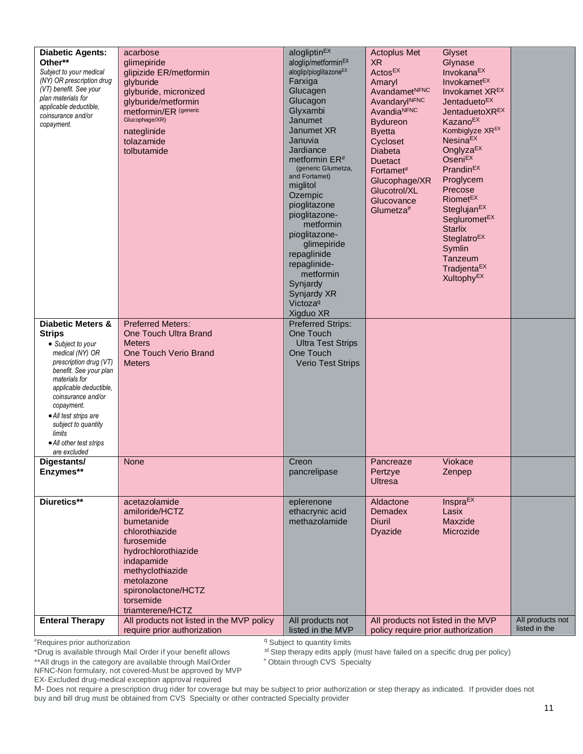| Diabetic Agents: Other** *Subject to your medical (NY) OR prescription drug (VT) benefit. See your plan materials for applicable deductible, coinsurance and/or copayment.* | acarbose<br>glimepiride<br>glipizide ER/metformin<br>glyburide<br>glyburide, micronized<br>glyburide/metformin<br>metformin/ER (generic Glucophage/XR)<br>nateglinide<br>tolazamide<br>tolbutamide | alogliptin[EX]<br>aloglip/metformin[EX]<br>aloglip/pioglitazone[EX]<br>Farxiga<br>Glucagen<br>Glucagon<br>Glyxambi<br>Janumet<br>Janumet XR<br>Januvia<br>Jardiance<br>metformin ER[#] (generic Glumetza, and Fortamet)<br>miglitol<br>Ozempic<br>pioglitazone<br>pioglitazone-metformin<br>pioglitazone-glimepiride<br>repaglinide<br>repaglinide-metformin<br>Synjardy<br>Synjardy XR<br>Victoza[q]<br>Xigduo XR | Actoplus Met XR<br>Actos[EX]<br>Amaryl<br>Avandamet[NFNC]<br>Avandaryl[NFNC]<br>Avandia[NFNC]<br>Bydureon<br>Byetta<br>Cycloset<br>Diabeta<br>Duetact<br>Fortamet[#]<br>Glucophage/XR<br>Glucotrol/XL<br>Glucovance<br>Glumetza[#] | Glyset<br>Glynase<br>Invokana[EX]<br>Invokamet[EX]<br>Invokamet XR[EX]<br>Jentadueto[EX]<br>JentaduetoXR[EX]<br>Kazano[EX]<br>Kombiglyze XR[EX]<br>Nesina[EX]<br>Onglyza[EX]<br>Oseni[EX]<br>Prandin[EX]<br>Proglycem<br>Precose<br>Riomet[EX]<br>Steglujan[EX]<br>Segluromet[EX]<br>Starlix<br>Steglatro[EX]<br>Symlin<br>Tanzeum<br>Tradjenta[EX]<br>Xultophy[EX] | |
| Diabetic Meters & Strips<br>• *Subject to your medical (NY) OR prescription drug (VT) benefit. See your plan materials for applicable deductible, coinsurance and/or copayment.*<br>• *All test strips are subject to quantity limits*<br>• *All other test strips are excluded* | Preferred Meters:<br>One Touch Ultra Brand Meters<br>One Touch Verio Brand Meters | Preferred Strips:<br>One Touch Ultra Test Strips<br>One Touch Verio Test Strips | | | |
| Digestants/ Enzymes** | None | Creon<br>pancrelipase | Pancreaze<br>Pertzye<br>Ultresa | Viokace<br>Zenpep | |
| Diuretics** | acetazolamide<br>amiloride/HCTZ<br>bumetanide<br>chlorothiazide<br>furosemide<br>hydrochlorothiazide<br>indapamide<br>methyclothiazide<br>metolazone<br>spironolactone/HCTZ<br>torsemide<br>triamterene/HCTZ | eplerenone<br>ethacrynic acid<br>methazolamide | Aldactone<br>Demadex<br>Diuril<br>Dyazide | Inspra[EX]<br>Lasix<br>Maxzide<br>Microzide | |
| Enteral Therapy | All products not listed in the MVP policy require prior authorization | All products not listed in the MVP | All products not listed in the MVP policy require prior authorization | | All products not listed in the |

[#]Requires prior authorization
*Drug is available through Mail Order if your benefit allows
**All drugs in the category are available through MailOrder
NFNC-Non formulary, not covered-Must be approved by MVP
EX- Excluded drug-medical exception approval required
[q] Subject to quantity limits
[st] Step therapy edits apply (must have failed on a specific drug per policy)
[+] Obtain through CVS Specialty
M- Does not require a prescription drug rider for coverage but may be subject to prior authorization or step therapy as indicated. If provider does not buy and bill drug must be obtained from CVS Specialty or other contracted Specialty provider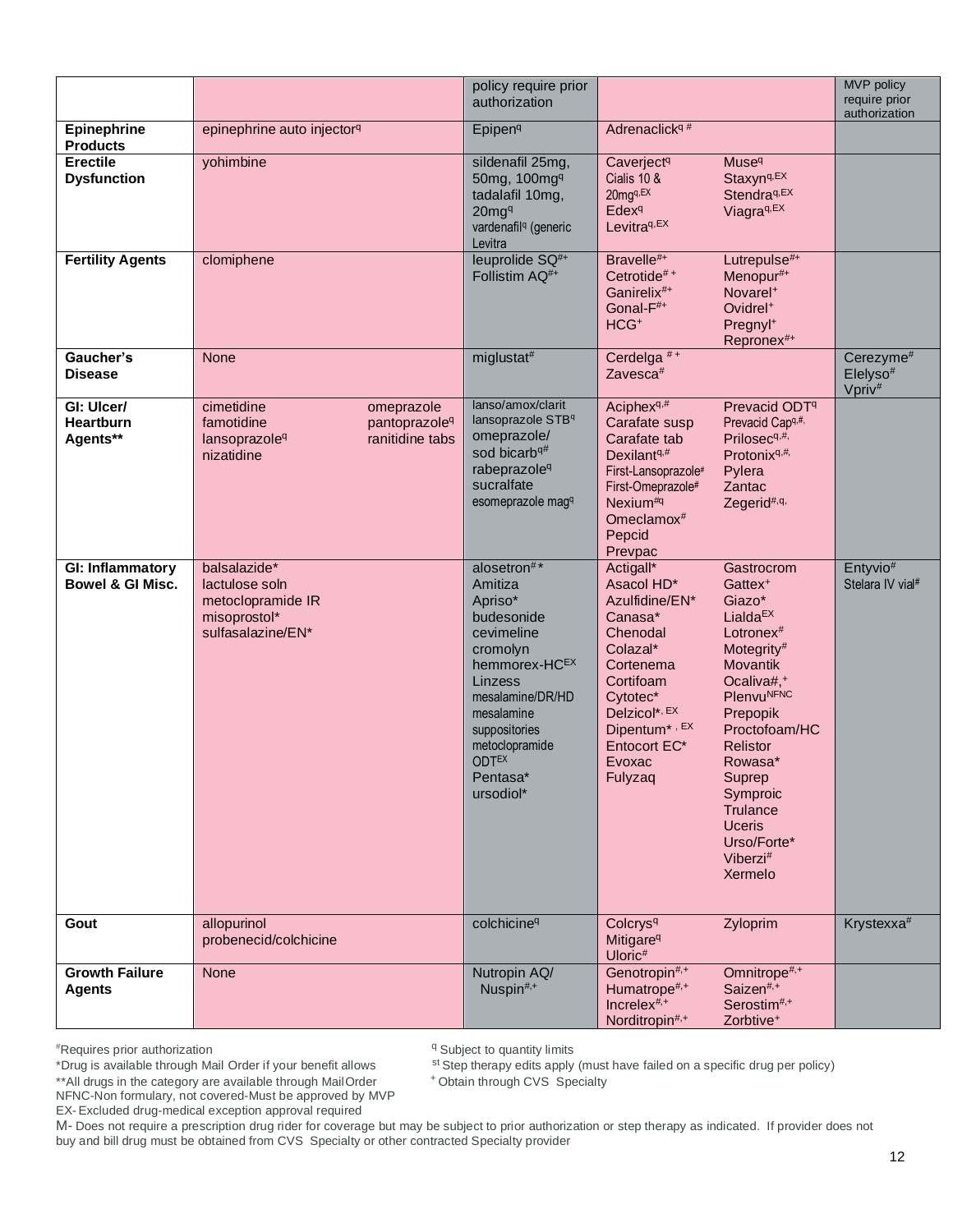| | | policy require prior authorization | | MVP policy require prior authorization |
|---|---|---|---|---|
| **Epinephrine Products** | epinephrine auto injector^q | Epipen^q | Adrenaclick^q # | |
| **Erectile Dysfunction** | yohimbine | sildenafil 25mg, 50mg, 100mg^q<br>tadalafil 10mg, 20mg^q<br>vardenafil^q (generic Levitra | Caverject^q<br>Cialis 10 & 20mg^q,EX<br>Edex^q<br>Levitra^q,EX<br>Muse^q<br>Staxyn^q,EX<br>Stendra^q,EX<br>Viagra^q,EX | |
| **Fertility Agents** | clomiphene | leuprolide SQ^#+<br>Follistim AQ^#+ | Bravelle^#+<br>Cetrotide^# +<br>Ganirelix^#+<br>Gonal-F^#+<br>HCG^+<br>Lutrepulse^#+<br>Menopur^#+<br>Novarel^+<br>Ovidrel^+<br>Pregnyl^+<br>Repronex^#+ | |
| **Gaucher's Disease** | None | miglustat^# | Cerdelga ^# +<br>Zavesca^# | Cerezyme^#<br>Elelyso^#<br>Vpriv^# |
| **GI: Ulcer/ Heartburn Agents**** | cimetidine<br>famotidine<br>lansoprazole^q<br>nizatidine<br>omeprazole<br>pantoprazole^q<br>ranitidine tabs | lanso/amox/clarit<br>lansoprazole STB^q<br>omeprazole/ sod bicarb^q#<br>rabeprazole^q<br>sucralfate<br>esomeprazole mag^q | Aciphex^q,#<br>Carafate susp<br>Carafate tab<br>Dexilant^q,#<br>First-Lansoprazole^#<br>First-Omeprazole^#<br>Nexium^#q<br>Omeclamox^#<br>Pepcid<br>Prevpac<br>Prevacid ODT^q<br>Prevacid Cap^q,#,<br>Prilosec^q,#,<br>Protonix^q,#,<br>Pylera<br>Zantac<br>Zegerid^#,q, | |
| **GI: Inflammatory Bowel & GI Misc.** | balsalazide*<br>lactulose soln<br>metoclopramide IR<br>misoprostol*<br>sulfasalazine/EN* | alosetron^#*<br>Amitiza<br>Apriso*<br>budesonide<br>cevimeline<br>cromolyn<br>hemmorex-HC^EX<br>Linzess<br>mesalamine/DR/HD<br>mesalamine suppositories<br>metoclopramide ODT^EX<br>Pentasa*<br>ursodiol* | Actigall*<br>Asacol HD*<br>Azulfidine/EN*<br>Canasa*<br>Chenodal<br>Colazal*<br>Cortenema<br>Cortifoam<br>Cytotec*<br>Delzicol*^, EX<br>Dipentum* ^, EX<br>Entocort EC*<br>Evoxac<br>Fulyzaq<br>Gastrocrom<br>Gattex^+<br>Giazo*<br>Lialda^EX<br>Lotronex^#<br>Motegrity^#<br>Movantik<br>Ocaliva#,^+<br>Plenvu^NFNC<br>Prepopik<br>Proctofoam/HC<br>Relistor<br>Rowasa*<br>Suprep<br>Symproic<br>Trulance<br>Uceris<br>Urso/Forte*<br>Viberzi^#<br>Xermelo | Entyvio^#<br>Stelara IV vial^# |
| **Gout** | allopurinol<br>probenecid/colchicine | colchicine^q | Colcrys^q<br>Mitigare^q<br>Uloric^#<br>Zyloprim | Krystexxa^# |
| **Growth Failure Agents** | None | Nutropin AQ/ Nuspin^#,+ | Genotropin^#,+<br>Humatrope^#,+<br>Increlex^#,+<br>Norditropin^#,+<br>Omnitrope^#,+<br>Saizen^#,+<br>Serostim^#,+<br>Zorbtive^+ | |

^#Requires prior authorization
*Drug is available through Mail Order if your benefit allows
**All drugs in the category are available through Mail Order
NFNC-Non formulary, not covered-Must be approved by MVP
EX- Excluded drug-medical exception approval required

^q Subject to quantity limits
^st Step therapy edits apply (must have failed on a specific drug per policy)
^+ Obtain through CVS Specialty

M- Does not require a prescription drug rider for coverage but may be subject to prior authorization or step therapy as indicated. If provider does not buy and bill drug must be obtained from CVS Specialty or other contracted Specialty provider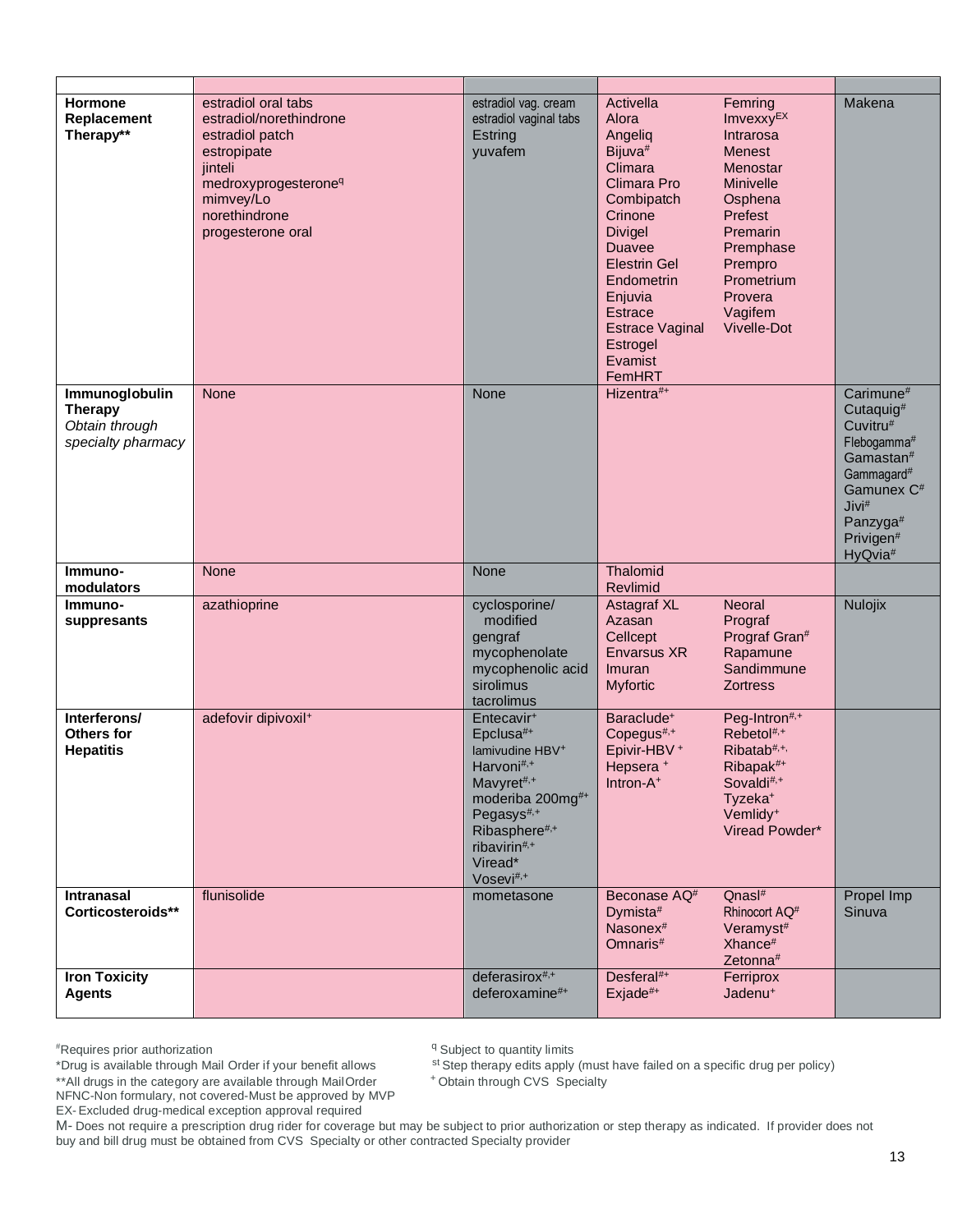| | | | | |
|---|---|---|---|---|
| **Hormone Replacement Therapy**** | estradiol oral tabs<br>estradiol/norethindrone<br>estradiol patch<br>estropipate<br>jinteli<br>medroxyprogesterone[q]<br>mimvey/Lo<br>norethindrone<br>progesterone oral | estradiol vag. cream<br>estradiol vaginal tabs<br>Estring<br>yuvafem | Activella<br>Alora<br>Angeliq<br>Bijuva[#]<br>Climara<br>Climara Pro<br>Combipatch<br>Crinone<br>Divigel<br>Duavee<br>Elestrin Gel<br>Endometrin<br>Enjuvia<br>Estrace<br>Estrace Vaginal<br>Estrogel<br>Evamist<br>FemHRT<br>Femring<br>Imvexxy[EX]<br>Intrarosa<br>Menest<br>Menostar<br>Minivelle<br>Osphena<br>Prefest<br>Premarin<br>Premphase<br>Prempro<br>Prometrium<br>Provera<br>Vagifem<br>Vivelle-Dot | Makena |
| **Immunoglobulin Therapy**<br>*Obtain through specialty pharmacy* | None | None | Hizentra[#+] | Carimune[#]<br>Cutaquig[#]<br>Cuvitru[#]<br>Flebogamma[#]<br>Gamastan[#]<br>Gammagard[#]<br>Gamunex C[#]<br>Jivi[#]<br>Panzyga[#]<br>Privigen[#]<br>HyQvia[#] |
| **Immuno-modulators** | None | None | Thalomid<br>Revlimid | |
| **Immuno-suppresants** | azathioprine | cyclosporine/ modified<br>gengraf<br>mycophenolate<br>mycophenolic acid<br>sirolimus<br>tacrolimus | Astagraf XL<br>Azasan<br>Cellcept<br>Envarsus XR<br>Imuran<br>Myfortic<br>Neoral<br>Prograf<br>Prograf Gran[#]<br>Rapamune<br>Sandimmune<br>Zortress | Nulojix |
| **Interferons/ Others for Hepatitis** | adefovir dipivoxil[+] | Entecavir[+]<br>Epclusa[#+]<br>lamivudine HBV[+]<br>Harvoni[#,+]<br>Mavyret[#,+]<br>moderiba 200mg[#+]<br>Pegasys[#,+]<br>Ribasphere[#,+]<br>ribavirin[#,+]<br>Viread*<br>Vosevi[#,+] | Baraclude[+]<br>Copegus[#,+]<br>Epivir-HBV [+]<br>Hepsera [+]<br>Intron-A[+]<br>Peg-Intron[#,+]<br>Rebetol[#,+]<br>Ribatab[#,+,]<br>Ribapak[#+]<br>Sovaldi[#,+]<br>Tyzeka[+]<br>Vemlidy[+]<br>Viread Powder* | |
| **Intranasal Corticosteroids**** | flunisolide | mometasone | Beconase AQ[#]<br>Dymista[#]<br>Nasonex[#]<br>Omnaris[#]<br>Qnasl[#]<br>Rhinocort AQ[#]<br>Veramyst[#]<br>Xhance[#]<br>Zetonna[#] | Propel Imp<br>Sinuva |
| **Iron Toxicity Agents** | | deferasirox[#,+]<br>deferoxamine[#+] | Desferal[#+]<br>Exjade[#+]<br>Ferriprox<br>Jadenu[+] | |

[#]Requires prior authorization
*Drug is available through Mail Order if your benefit allows
**All drugs in the category are available through MailOrder
NFNC-Non formulary, not covered-Must be approved by MVP
EX- Excluded drug-medical exception approval required
[q] Subject to quantity limits
[st] Step therapy edits apply (must have failed on a specific drug per policy)
[+] Obtain through CVS Specialty
M- Does not require a prescription drug rider for coverage but may be subject to prior authorization or step therapy as indicated. If provider does not buy and bill drug must be obtained from CVS Specialty or other contracted Specialty provider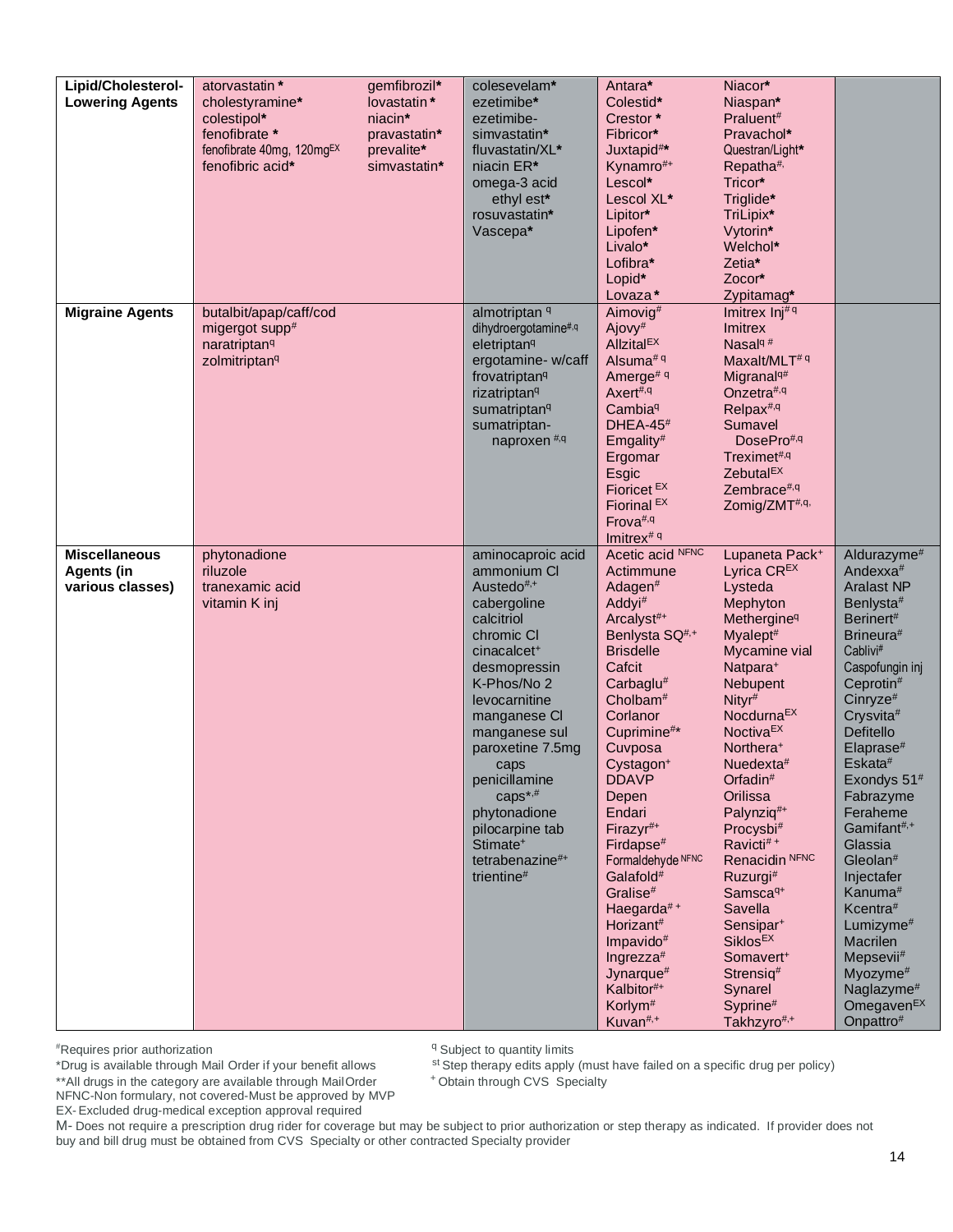| Lipid/Cholesterol-Lowering Agents | atorvastatin * cholestyramine* colestipol* fenofibrate * fenofibrate 40mg, 120mg[EX] fenofibric acid* | gemfibrozil* lovastatin * niacin* pravastatin* prevalite* simvastatin* | colesevelam* ezetimibe* ezetimibe-simvastatin* fluvastatin/XL* niacin ER* omega-3 acid ethyl est* rosuvastatin* Vascepa* | Antara* Colestid* Crestor * Fibricor* Juxtapid#* Kynamro#+ Lescol* Lescol XL* Lipitor* Lipofen* Livalo* Lofibra* Lopid* Lovaza * | Niacor* Niaspan* Praluent# Pravachol* Questran/Light* Repatha#, Tricor* Triglide* TriLipix* Vytorin* Welchol* Zetia* Zocor* Zypitamag* | |
|---|---|---|---|---|---|---|
| Migraine Agents | butalbit/apap/caff/cod migergot supp# naratriptan[q] zolmitriptan[q] | | almotriptan [q] dihydroergotamine#,q eletriptan[q] ergotamine- w/caff frovatriptan[q] rizatriptan[q] sumatriptan[q] sumatriptan-naproxen #,q | Aimovig# Ajovy# Allzital[EX] Alsuma# q Amerge# q Axert#,q Cambia[q] DHEA-45# Emgality# Ergomar Esgic Fioricet [EX] Fiorinal [EX] Frova#,q Imitrex# q | Imitrex Inj# q Imitrex Nasal[q] # Maxalt/MLT# q Migranal[q]# Onzetra#,q Relpax#,q Sumavel DosePro#,q Treximet#,q Zebutal[EX] Zembrace#,q Zomig/ZMT#,q, | |
| Miscellaneous Agents (in various classes) | phytonadione riluzole tranexamic acid vitamin K inj | | aminocaproic acid ammonium Cl Austedo#,+ cabergoline calcitriol chromic Cl cinacalcet+ desmopressin K-Phos/No 2 levocarnitine manganese Cl manganese sul paroxetine 7.5mg caps penicillamine caps*,# phytonadione pilocarpine tab Stimate+ tetrabenazine#+ trientine# | Acetic acid [NFNC] Actimmune Adagen# Addyi# Arcalyst#+ Benlysta SQ#,+ Brisdelle Cafcit Carbaglu# Cholbam# Corlanor Cuprimine#* Cuvposa Cystagon+ DDAVP Depen Endari Firazyr#+ Firdapse# Formaldehyde [NFNC] Galafold# Gralise# Haegarda# + Horizant# Impavido# Ingrezza# Jynarque# Kalbitor#+ Korlym# Kuvan#,+ | Lupaneta Pack+ Lyrica CR[EX] Lysteda Mephyton Methergine[q] Myalept# Mycamine vial Natpara+ Nebupent Nityr# Nocdurna[EX] Noctiva[EX] Northera+ Nuedexta# Orfadin# Orilissa Palynziq#+ Procysbi# Ravicti# + Renacidin [NFNC] Ruzurgi# Samsca[q]+ Savella Sensipar+ Siklos[EX] Somavert+ Strensiq# Synarel Syprine# Takhzyro#,+ | Aldurazyme# Andexxa# Aralast NP Benlysta# Berinert# Brineura# Cablivi# Caspofungin inj Ceprotin# Cinryze# Crysvita# Defitello Elaprase# Eskata# Exondys 51# Fabrazyme Feraheme Gamifant#,+ Glassia Gleolan# Injectafer Kanuma# Kcentra# Lumizyme# Macrilen Mepsevii# Myozyme# Naglazyme# Omegaven[EX] Onpattro# |

#Requires prior authorization
*Drug is available through Mail Order if your benefit allows
**All drugs in the category are available through Mail Order
NFNC-Non formulary, not covered-Must be approved by MVP
EX- Excluded drug-medical exception approval required

[q] Subject to quantity limits
[st] Step therapy edits apply (must have failed on a specific drug per policy)
+ Obtain through CVS Specialty

M- Does not require a prescription drug rider for coverage but may be subject to prior authorization or step therapy as indicated. If provider does not buy and bill drug must be obtained from CVS Specialty or other contracted Specialty provider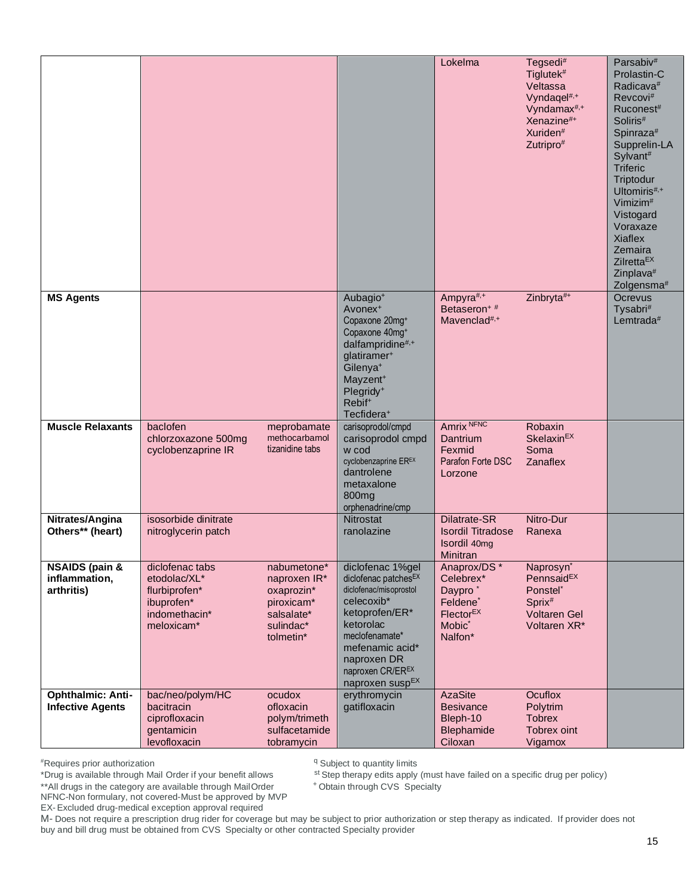| | | | | | | |
|---|---|---|---|---|---|---|
| | | | | Lokelma | Tegsedi[#]<br>Tiglutek[#]<br>Veltassa<br>Vyndaqel[#,+]<br>Vyndamax[#,+]<br>Xenazine[#+]<br>Xuriden[#]<br>Zutripro[#] | Parsabiv[#]<br>Prolastin-C<br>Radicava[#]<br>Revcovi[#]<br>Ruconest[#]<br>Soliris[#]<br>Spinraza[#]<br>Supprelin-LA<br>Sylvant[#]<br>Triferic<br>Triptodur<br>Ultomiris[#,+]<br>Vimizim[#]<br>Vistogard<br>Voraxaze<br>Xiaflex<br>Zemaira<br>Zilretta[EX]<br>Zinplava[#]<br>Zolgensma[#] |
| **MS Agents** | | | Aubagio[+]<br>Avonex[+]<br>Copaxone 20mg[+]<br>Copaxone 40mg[+]<br>dalfampridine[#,+]<br>glatiramer[+]<br>Gilenya[+]<br>Mayzent[+]<br>Plegridy[+]<br>Rebif[+]<br>Tecfidera[+] | Ampyra[#,+]<br>Betaseron[+ #]<br>Mavenclad[#,+] | Zinbryta[#+] | Ocrevus<br>Tysabri[#]<br>Lemtrada[#] |
| **Muscle Relaxants** | baclofen<br>chlorzoxazone 500mg<br>cyclobenzaprine IR | meprobamate<br>methocarbamol<br>tizanidine tabs | carisoprodol/cmpd<br>carisoprodol cmpd w cod<br>cyclobenzaprine ER[EX]<br>dantrolene<br>metaxalone 800mg<br>orphenadrine/cmp | Amrix [NFNC]<br>Dantrium<br>Fexmid<br>Parafon Forte DSC<br>Lorzone | Robaxin<br>Skelaxin[EX]<br>Soma<br>Zanaflex | |
| **Nitrates/Angina Others** (heart)** | isosorbide dinitrate<br>nitroglycerin patch | | Nitrostat<br>ranolazine | Dilatrate-SR<br>Isordil Titradose<br>Isordil 40mg<br>Minitran | Nitro-Dur<br>Ranexa | |
| **NSAIDS (pain & inflammation, arthritis)** | diclofenac tabs<br>etodolac/XL*<br>flurbiprofen*<br>ibuprofen*<br>indomethacin*<br>meloxicam* | nabumetone*<br>naproxen IR*<br>oxaprozin*<br>piroxicam*<br>salsalate*<br>sulindac*<br>tolmetin* | diclofenac 1%gel<br>diclofenac patches[EX]<br>diclofenac/misoprostol<br>celecoxib*<br>ketoprofen/ER*<br>ketorolac<br>meclofenamate*<br>mefenamic acid*<br>naproxen DR<br>naproxen CR/ER[EX]<br>naproxen susp[EX] | Anaprox/DS *<br>Celebrex*<br>Daypro *<br>Feldene*<br>Flector[EX]<br>Mobic*<br>Nalfon* | Naprosyn*<br>Pennsaid[EX]<br>Ponstel*<br>Sprix[#]<br>Voltaren Gel<br>Voltaren XR* | |
| **Ophthalmic: Anti-Infective Agents** | bac/neo/polym/HC<br>bacitracin<br>ciprofloxacin<br>gentamicin<br>levofloxacin | ocudox<br>ofloxacin<br>polym/trimeth<br>sulfacetamide<br>tobramycin | erythromycin<br>gatifloxacin | AzaSite<br>Besivance<br>Bleph-10<br>Blephamide<br>Ciloxan | Ocuflox<br>Polytrim<br>Tobrex<br>Tobrex oint<br>Vigamox | |

[#]Requires prior authorization
*Drug is available through Mail Order if your benefit allows
**All drugs in the category are available through Mail Order
NFNC-Non formulary, not covered-Must be approved by MVP
EX- Excluded drug-medical exception approval required

[q] Subject to quantity limits
[st] Step therapy edits apply (must have failed on a specific drug per policy)
[+] Obtain through CVS Specialty

M- Does not require a prescription drug rider for coverage but may be subject to prior authorization or step therapy as indicated. If provider does not buy and bill drug must be obtained from CVS Specialty or other contracted Specialty provider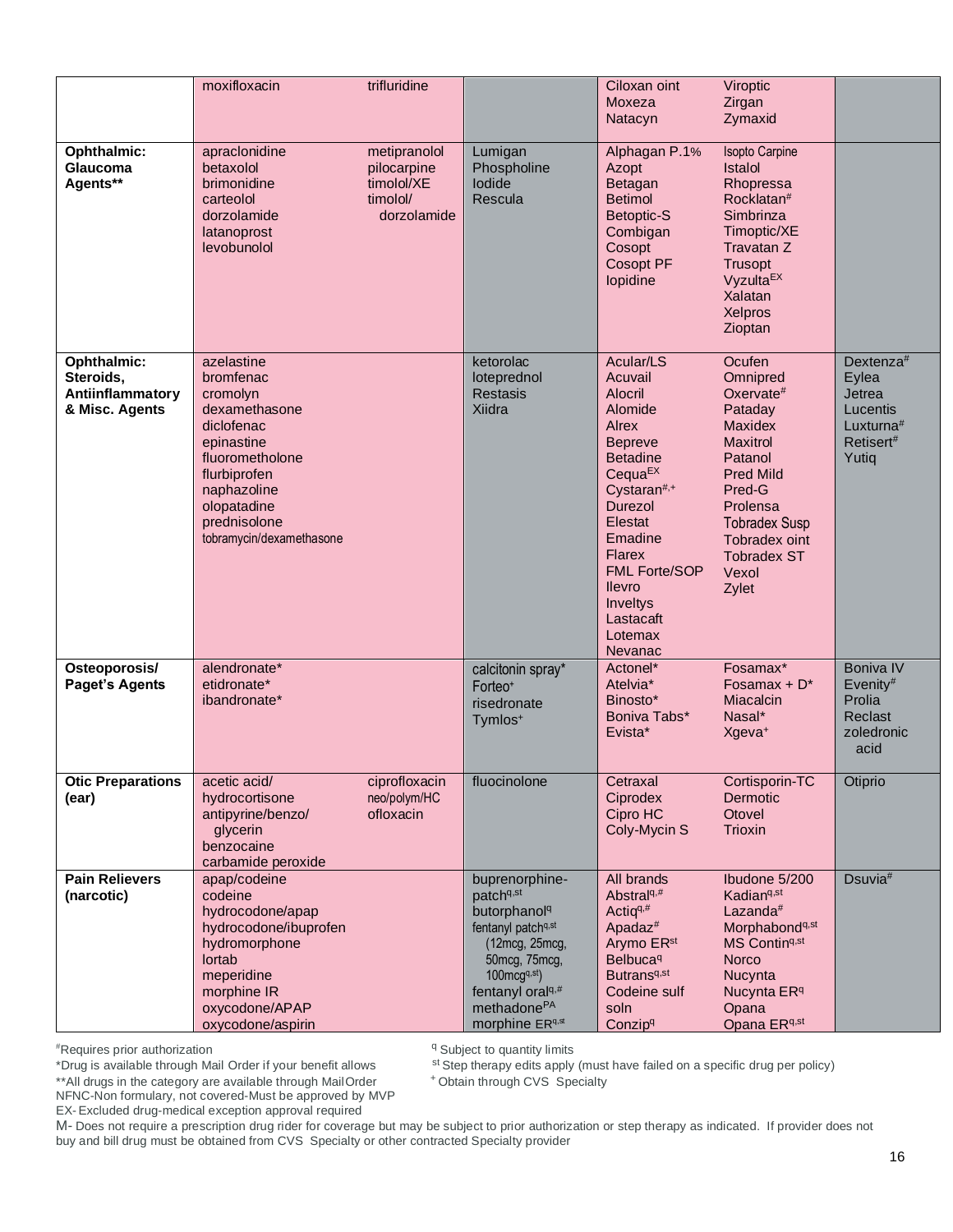| | | | | |
|---|---|---|---|---|
| | moxifloxacin<br>trifluridine | | Ciloxan oint<br>Moxeza<br>Natacyn<br>Viroptic<br>Zirgan<br>Zymaxid | |
| **Ophthalmic: Glaucoma Agents**** | apraclonidine<br>betaxolol<br>brimonidine<br>carteolol<br>dorzolamide<br>latanoprost<br>levobunolol<br>metipranolol<br>pilocarpine<br>timolol/XE<br>timolol/ dorzolamide | Lumigan<br>Phospholine Iodide<br>Rescula | Alphagan P.1%<br>Azopt<br>Betagan<br>Betimol<br>Betoptic-S<br>Combigan<br>Cosopt<br>Cosopt PF<br>Iopidine<br>Isopto Carpine<br>Istalol<br>Rhopressa<br>Rocklatan#<br>Simbrinza<br>Timoptic/XE<br>Travatan Z<br>Trusopt<br>Vyzulta[EX]<br>Xalatan<br>Xelpros<br>Zioptan | |
| **Ophthalmic: Steroids, Antiinflammatory & Misc. Agents** | azelastine<br>bromfenac<br>cromolyn<br>dexamethasone<br>diclofenac<br>epinastine<br>fluorometholone<br>flurbiprofen<br>naphazoline<br>olopatadine<br>prednisolone<br>tobramycin/dexamethasone | ketorolac<br>loteprednol<br>Restasis<br>Xiidra | Acular/LS<br>Acuvail<br>Alocril<br>Alomide<br>Alrex<br>Bepreve<br>Betadine<br>Cequa[EX]<br>Cystaran#,+<br>Durezol<br>Elestat<br>Emadine<br>Flarex<br>FML Forte/SOP<br>Ilevro<br>Inveltys<br>Lastacaft<br>Lotemax<br>Nevanac<br>Ocufen<br>Omnipred<br>Oxervate#<br>Pataday<br>Maxidex<br>Maxitrol<br>Patanol<br>Pred Mild<br>Pred-G<br>Prolensa<br>Tobradex Susp<br>Tobradex oint<br>Tobradex ST<br>Vexol<br>Zylet | Dextenza#<br>Eylea<br>Jetrea<br>Lucentis<br>Luxturna#<br>Retisert#<br>Yutiq |
| **Osteoporosis/ Paget's Agents** | alendronate*<br>etidronate*<br>ibandronate* | calcitonin spray*<br>Forteo+<br>risedronate<br>Tymlos+ | Actonel*<br>Atelvia*<br>Binosto*<br>Boniva Tabs*<br>Evista*<br>Fosamax*<br>Fosamax + D*<br>Miacalcin<br>Nasal*<br>Xgeva+ | Boniva IV<br>Evenity#<br>Prolia<br>Reclast<br>zoledronic acid |
| **Otic Preparations (ear)** | acetic acid/ hydrocortisone<br>antipyrine/benzo/ glycerin<br>benzocaine<br>carbamide peroxide<br>ciprofloxacin<br>neo/polym/HC<br>ofloxacin | fluocinolone | Cetraxal<br>Ciprodex<br>Cipro HC<br>Coly-Mycin S<br>Cortisporin-TC<br>Dermotic<br>Otovel<br>Trioxin | Otiprio |
| **Pain Relievers (narcotic)** | apap/codeine<br>codeine<br>hydrocodone/apap<br>hydrocodone/ibuprofen<br>hydromorphone<br>lortab<br>meperidine<br>morphine IR<br>oxycodone/APAP<br>oxycodone/aspirin | buprenorphine-patch[q,st]<br>butorphanol[q]<br>fentanyl patch[q,st] (12mcg, 25mcg, 50mcg, 75mcg, 100mcg[q,st])<br>fentanyl oral[q,#]<br>methadone[PA]<br>morphine ER[q,st] | All brands<br>Abstral[q,#]<br>Actiq[q,#]<br>Apadaz#<br>Arymo ER[st]<br>Belbuca[q]<br>Butrans[q,st]<br>Codeine sulf soln<br>Conzip[q]<br>Ibudone 5/200<br>Kadian[q,st]<br>Lazanda#<br>Morphabond[q,st]<br>MS Contin[q,st]<br>Norco<br>Nucynta<br>Nucynta ER[q]<br>Opana<br>Opana ER[q,st] | Dsuvia# |

#Requires prior authorization
*Drug is available through Mail Order if your benefit allows
**All drugs in the category are available through Mail Order
NFNC-Non formulary, not covered-Must be approved by MVP
EX- Excluded drug-medical exception approval required
[q] Subject to quantity limits
[st] Step therapy edits apply (must have failed on a specific drug per policy)
[+] Obtain through CVS Specialty
M- Does not require a prescription drug rider for coverage but may be subject to prior authorization or step therapy as indicated. If provider does not buy and bill drug must be obtained from CVS Specialty or other contracted Specialty provider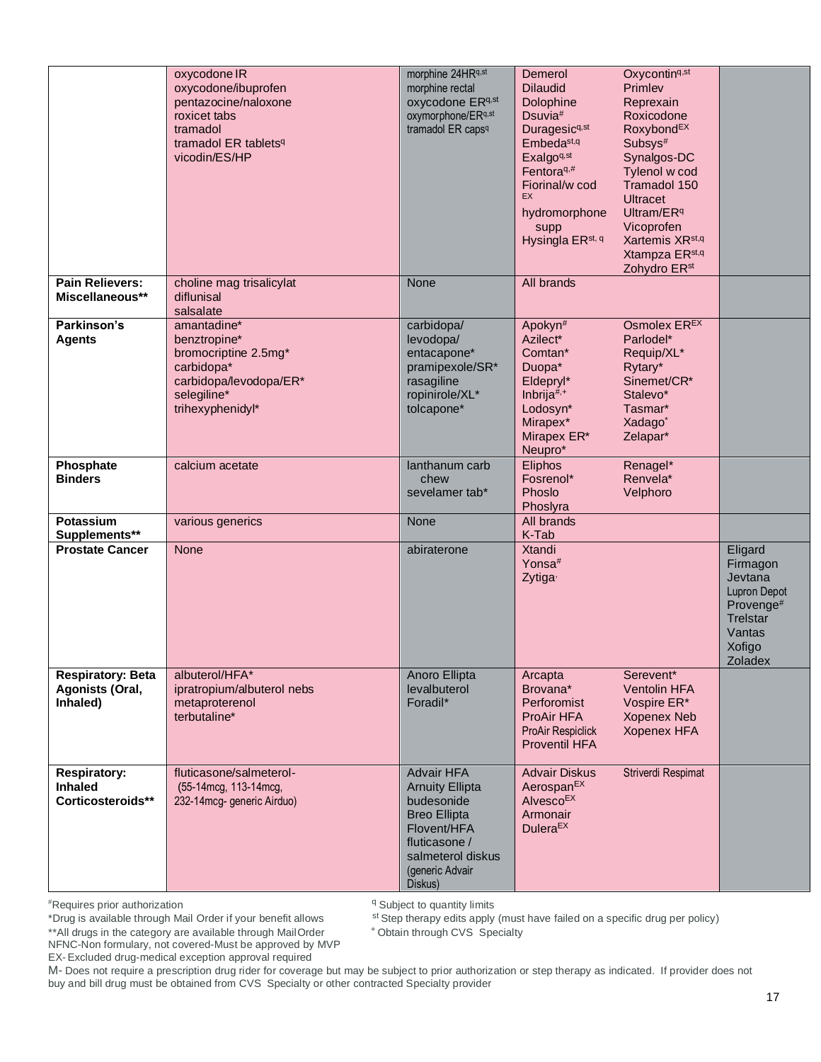| | | | | |
|---|---|---|---|---|
| | oxycodone IR<br>oxycodone/ibuprofen<br>pentazocine/naloxone<br>roxicet tabs<br>tramadol<br>tramadol ER tablets[q]<br>vicodin/ES/HP | morphine 24HR[q,st]<br>morphine rectal<br>oxycodone ER[q,st]<br>oxymorphone/ER[q,st]<br>tramadol ER caps[q] | Demerol<br>Dilaudid<br>Dolophine<br>Dsuvia[#]<br>Duragesic[q,st]<br>Embeda[st,q]<br>Exalgo[q,st]<br>Fentora[q,#]<br>Fiorinal/w cod [EX]<br>hydromorphone supp<br>Hysingla ER[st, q]<br>Oxycontin[q,st]<br>Primlev<br>Reprexain<br>Roxicodone<br>Roxybond[EX]<br>Subsys[#]<br>Synalgos-DC<br>Tylenol w cod<br>Tramadol 150<br>Ultracet<br>Ultram/ER[q]<br>Vicoprofen<br>Xartemis XR[st,q]<br>Xtampza ER[st,q]<br>Zohydro ER[st] | |
| **Pain Relievers: Miscellaneous**** | choline mag trisalicylat<br>diflunisal<br>salsalate | None | All brands | |
| **Parkinson's Agents** | amantadine*<br>benztropine*<br>bromocriptine 2.5mg*<br>carbidopa*<br>carbidopa/levodopa/ER*<br>selegiline*<br>trihexyphenidyl* | carbidopa/ levodopa/ entacapone*<br>pramipexole/SR*<br>rasagiline<br>ropinirole/XL*<br>tolcapone* | Apokyn[#]<br>Azilect*<br>Comtan*<br>Duopa*<br>Eldepryl*<br>Inbrija[#,+]<br>Lodosyn*<br>Mirapex*<br>Mirapex ER*<br>Neupro*<br>Osmolex ER[EX]<br>Parlodel*<br>Requip/XL*<br>Rytary*<br>Sinemet/CR*<br>Stalevo*<br>Tasmar*<br>Xadago*<br>Zelapar* | |
| **Phosphate Binders** | calcium acetate | lanthanum carb chew<br>sevelamer tab* | Eliphos<br>Fosrenol*<br>Phoslo<br>Phoslyra<br>Renagel*<br>Renvela*<br>Velphoro | |
| **Potassium Supplements**** | various generics | None | All brands<br>K-Tab | |
| **Prostate Cancer** | None | abiraterone | Xtandi<br>Yonsa[#]<br>Zytiga | Eligard<br>Firmagon<br>Jevtana<br>Lupron Depot<br>Provenge[#]<br>Trelstar<br>Vantas<br>Xofigo<br>Zoladex |
| **Respiratory: Beta Agonists (Oral, Inhaled)** | albuterol/HFA*<br>ipratropium/albuterol nebs<br>metaproterenol<br>terbutaline* | Anoro Ellipta<br>levalbuterol<br>Foradil* | Arcapta<br>Brovana*<br>Perforomist<br>ProAir HFA<br>ProAir Respiclick<br>Proventil HFA<br>Serevent*<br>Ventolin HFA<br>Vospire ER*<br>Xopenex Neb<br>Xopenex HFA | |
| **Respiratory: Inhaled Corticosteroids**** | fluticasone/salmeterol- (55-14mcg, 113-14mcg, 232-14mcg- generic Airduo) | Advair HFA<br>Arnuity Ellipta<br>budesonide<br>Breo Ellipta<br>Flovent/HFA<br>fluticasone / salmeterol diskus (generic Advair Diskus) | Advair Diskus<br>Aerospan[EX]<br>Alvesco[EX]<br>Armonair<br>Dulera[EX]<br>Striverdi Respimat | |

[#]Requires prior authorization
*Drug is available through Mail Order if your benefit allows
**All drugs in the category are available through Mail Order
NFNC-Non formulary, not covered-Must be approved by MVP
EX- Excluded drug-medical exception approval required
[q] Subject to quantity limits
[st] Step therapy edits apply (must have failed on a specific drug per policy)
[+] Obtain through CVS Specialty

M- Does not require a prescription drug rider for coverage but may be subject to prior authorization or step therapy as indicated. If provider does not buy and bill drug must be obtained from CVS Specialty or other contracted Specialty provider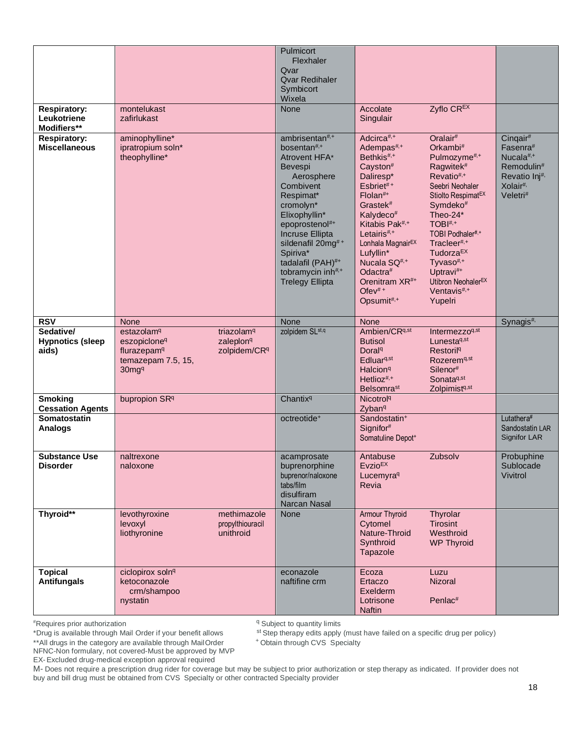| | | | | | |
|---|---|---|---|---|---|
| | | Pulmicort Flexhaler<br>Qvar<br>Qvar Redihaler<br>Symbicort<br>Wixela | | | |
| **Respiratory: Leukotriene Modifiers**** | montelukast<br>zafirlukast | None | Accolate<br>Singulair | Zyflo CR[EX] | |
| **Respiratory: Miscellaneous** | aminophylline*<br>ipratropium soln*<br>theophylline* | ambrisentan[#,+]<br>bosentan[#,+]<br>Atrovent HFA*<br>Bevespi Aerosphere<br>Combivent Respimat*<br>cromolyn*<br>Elixophyllin*<br>epoprostenol[#+]<br>Incruse Ellipta<br>sildenafil 20mg[#+]<br>Spiriva*<br>tadalafil (PAH)[#+]<br>tobramycin inh[#,+]<br>Trelegy Ellipta | Adcirca[#,+]<br>Adempas[#,+]<br>Bethkis[#,+]<br>Cayston[#]<br>Daliresp*<br>Esbriet[#+]<br>Flolan[#+]<br>Grastek[#]<br>Kalydeco[#]<br>Kitabis Pak[#,+]<br>Letairis[#,+]<br>Lonhala Magnair[EX]<br>Lufyllin*<br>Nucala SQ[#,+]<br>Odactra[#]<br>Orenitram XR[#+]<br>Ofev[#+]<br>Opsumit[#,+] | Oralair[#]<br>Orkambi[#]<br>Pulmozyme[#,+]<br>Ragwitek[#]<br>Revatio[#,+]<br>Seebri Neohaler<br>Stiolto Respimat[EX]<br>Symdeko[#]<br>Theo-24*<br>TOBI[#,+]<br>TOBI Podhaler[#,+]<br>Tracleer[#,+]<br>Tudorza[EX]<br>Tyvaso[#,+]<br>Uptravi[#+]<br>Utibron Neohaler[EX]<br>Ventavis[#,+]<br>Yupelri | Cinqair[#]<br>Fasenra[#]<br>Nucala[#,+]<br>Remodulin[#]<br>Revatio Inj[#,]<br>Xolair[#,]<br>Veletri[#] |
| **RSV** | None | None | None | | Synagis[#,] |
| **Sedative/ Hypnotics (sleep aids)** | estazolam[q]<br>eszopiclone[q]<br>flurazepam[q]<br>temazepam 7.5, 15, 30mg[q]<br>triazolam[q]<br>zaleplon[q]<br>zolpidem/CR[q] | zolpidem SL[st,q] | Ambien/CR[q,st]<br>Butisol<br>Doral[q]<br>Edluar[q,st]<br>Halcion[q]<br>Hetlioz[#,+]<br>Belsomra[st] | Intermezzo[q,st]<br>Lunesta[q,st]<br>Restoril[q]<br>Rozerem[q,st]<br>Silenor[#]<br>Sonata[q,st]<br>Zolpimist[q,st] | |
| **Smoking Cessation Agents** | bupropion SR[q] | Chantix[q] | Nicotrol[q]<br>Zyban[q] | | |
| **Somatostatin Analogs** | | octreotide[+] | Sandostatin[+]<br>Signifor[#]<br>Somatuline Depot[+] | | Lutathera[#]<br>Sandostatin LAR<br>Signifor LAR |
| **Substance Use Disorder** | naltrexone<br>naloxone | acamprosate<br>buprenorphine<br>buprenor/naloxone tabs/film<br>disulfiram<br>Narcan Nasal | Antabuse<br>Evzio[EX]<br>Lucemyra[q]<br>Revia | Zubsolv | Probuphine<br>Sublocade<br>Vivitrol |
| **Thyroid**** | levothyroxine<br>levoxyl<br>liothyronine<br>methimazole<br>propylthiouracil<br>unithroid | None | Armour Thyroid<br>Cytomel<br>Nature-Throid<br>Synthroid<br>Tapazole | Thyrolar<br>Tirosint<br>Westhroid<br>WP Thyroid | |
| **Topical Antifungals** | ciclopirox soln[q]<br>ketoconazole crm/shampoo<br>nystatin | econazole<br>naftifine crm | Ecoza<br>Ertaczo<br>Exelderm<br>Lotrisone<br>Naftin | Luzu<br>Nizoral<br>Penlac[#] | |

[#]Requires prior authorization
*Drug is available through Mail Order if your benefit allows
**All drugs in the category are available through Mail Order
NFNC-Non formulary, not covered-Must be approved by MVP
EX- Excluded drug-medical exception approval required
[q] Subject to quantity limits
[st] Step therapy edits apply (must have failed on a specific drug per policy)
[+] Obtain through CVS Specialty
M- Does not require a prescription drug rider for coverage but may be subject to prior authorization or step therapy as indicated. If provider does not buy and bill drug must be obtained from CVS Specialty or other contracted Specialty provider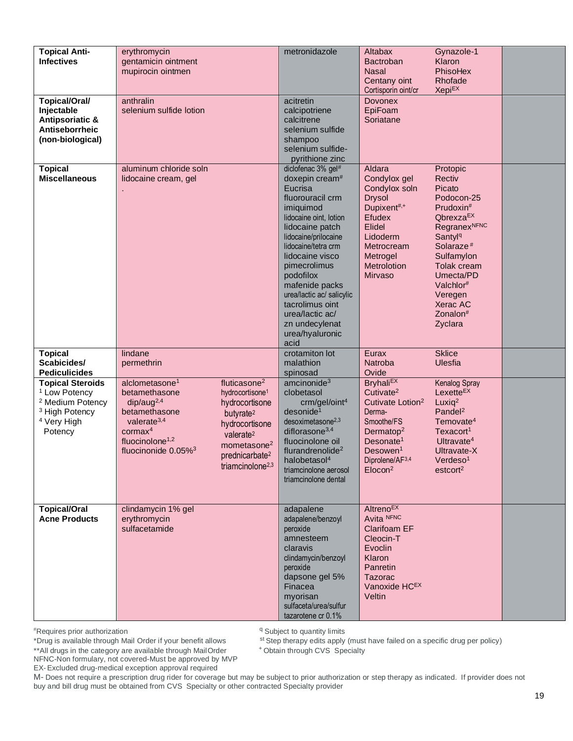| Topical Anti-Infectives | erythromycin<br>gentamicin ointment<br>mupirocin ointmen | metronidazole | Altabax<br>Bactroban Nasal<br>Centany oint<br>Cortisporin oint/cr<br>Gynazole-1<br>Klaron<br>PhisoHex<br>Rhofade<br>Xepi[EX] | |
|---|---|---|---|---|
| **Topical/Oral/ Injectable Antipsoriatic & Antiseborrheic (non-biological)** | anthralin<br>selenium sulfide lotion | acitretin<br>calcipotriene<br>calcitrene<br>selenium sulfide shampoo<br>selenium sulfide-pyrithione zinc | Dovonex<br>EpiFoam<br>Soriatane | |
| **Topical Miscellaneous** | aluminum chloride soln<br>lidocaine cream, gel<br>. | diclofenac 3% gel[#]<br>doxepin cream[#]<br>Eucrisa<br>fluorouracil crm<br>imiquimod<br>lidocaine oint, lotion<br>lidocaine patch<br>lidocaine/prilocaine<br>lidocaine/tetra crm<br>lidocaine visco<br>pimecrolimus<br>podofilox<br>mafenide packs<br>urea/lactic ac/ salicylic<br>tacrolimus oint<br>urea/lactic ac/<br>zn undecylenat<br>urea/hyaluronic acid | Aldara<br>Condylox gel<br>Condylox soln<br>Drysol<br>Dupixent[#,+]<br>Efudex<br>Elidel<br>Lidoderm<br>Metrocream<br>Metrogel<br>Metrolotion<br>Mirvaso<br>Protopic<br>Rectiv<br>Picato<br>Podocon-25<br>Prudoxin[#]<br>Qbrexza[EX]<br>Regranex[NFNC]<br>Santyl[q]<br>Solaraze[#]<br>Sulfamylon<br>Tolak cream<br>Umecta/PD<br>Valchlor[#]<br>Veregen<br>Xerac AC<br>Zonalon[#]<br>Zyclara | |
| **Topical Scabicides/ Pediculicides** | lindane<br>permethrin | crotamiton lot<br>malathion<br>spinosad | Eurax<br>Natroba<br>Ovide<br>Sklice<br>Ulesfia | |
| **Topical Steroids**<br>[1] Low Potency<br>[2] Medium Potency<br>[3] High Potency<br>[4] Very High Potency | alclometasone[1]<br>betamethasone dip/aug[2,4]<br>betamethasone valerate[3,4]<br>cormax[4]<br>fluocinolone[1,2]<br>fluocinonide 0.05%[3]<br>fluticasone[2]<br>hydrocortisone[1]<br>hydrocortisone butyrate[2]<br>hydrocortisone valerate[2]<br>mometasone[2]<br>prednicarbate[2]<br>triamcinolone[2,3] | amcinonide[3]<br>clobetasol crm/gel/oint[4]<br>desonide[1]<br>desoximetasone[2,3]<br>diflorasone[3,4]<br>fluocinolone oil<br>flurandrenolide[2]<br>halobetasol[4]<br>triamcinolone aerosol<br>triamcinolone dental | Bryhali[EX]<br>Cutivate[2]<br>Cutivate Lotion[2]<br>Derma-Smoothe/FS<br>Dermatop[2]<br>Desonate[1]<br>Desowen[1]<br>Diprolene/AF[3,4]<br>Elocon[2]<br>Kenalog Spray<br>Lexette[EX]<br>Luxiq[2]<br>Pandel[2]<br>Temovate[4]<br>Texacort[1]<br>Ultravate[4]<br>Ultravate-X<br>Verdeso[1]<br>estcort[2] | |
| **Topical/Oral Acne Products** | clindamycin 1% gel<br>erythromycin<br>sulfacetamide | adapalene<br>adapalene/benzoyl peroxide<br>amnesteem<br>claravis<br>clindamycin/benzoyl peroxide<br>dapsone gel 5%<br>Finacea<br>myorisan<br>sulfaceta/urea/sulfur<br>tazarotene cr 0.1% | Altreno[EX]<br>Avita [NFNC]<br>Clarifoam EF<br>Cleocin-T<br>Evoclin<br>Klaron<br>Panretin<br>Tazorac<br>Vanoxide HC[EX]<br>Veltin | |

[#]Requires prior authorization
*Drug is available through Mail Order if your benefit allows
**All drugs in the category are available through Mail Order
NFNC-Non formulary, not covered-Must be approved by MVP
EX- Excluded drug-medical exception approval required
[q] Subject to quantity limits
[st] Step therapy edits apply (must have failed on a specific drug per policy)
[+] Obtain through CVS Specialty
M- Does not require a prescription drug rider for coverage but may be subject to prior authorization or step therapy as indicated. If provider does not buy and bill drug must be obtained from CVS Specialty or other contracted Specialty provider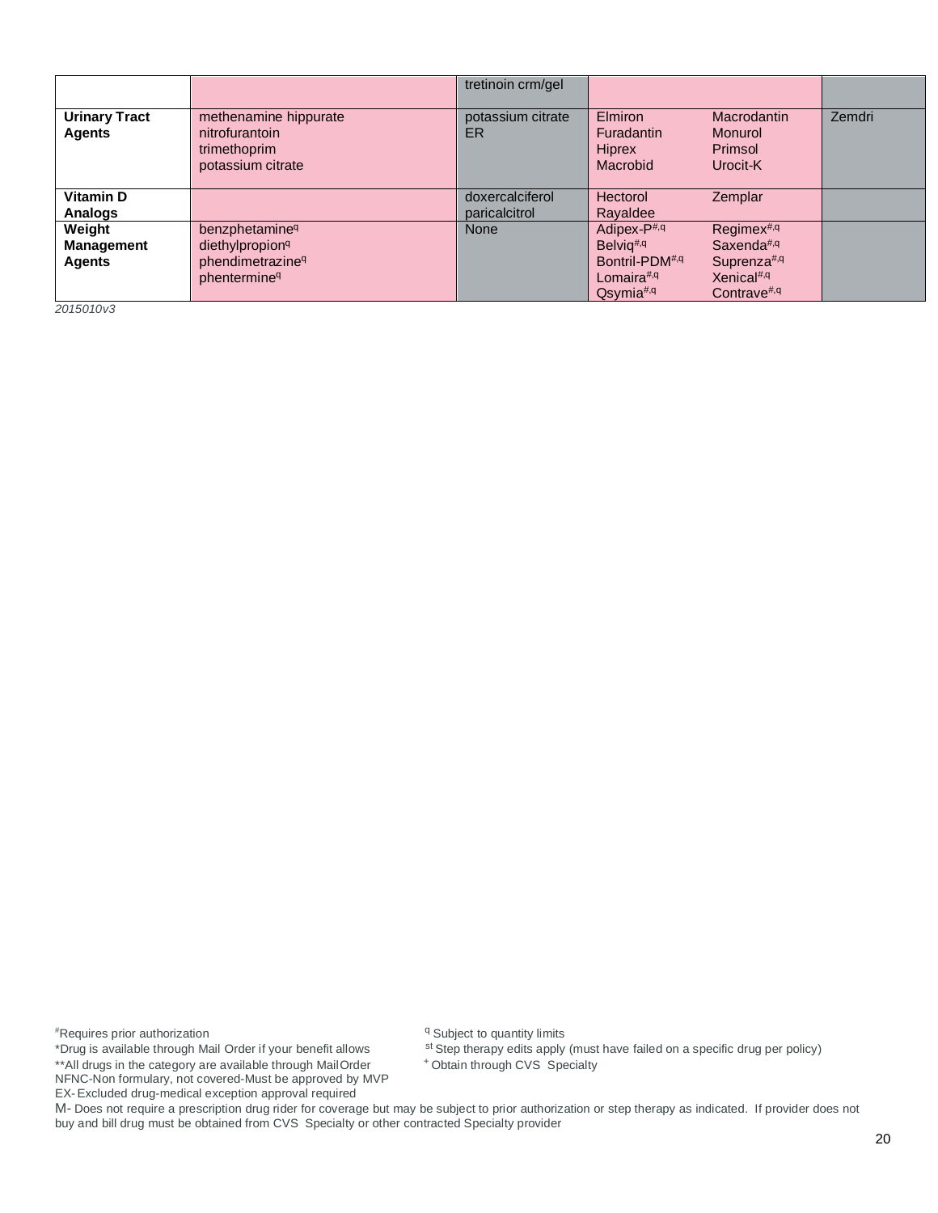| | | | | | |
|---|---|---|---|---|---|
| | | tretinoin crm/gel | | | |
| **Urinary Tract Agents** | methenamine hippurate<br>nitrofurantoin<br>trimethoprim<br>potassium citrate | potassium citrate ER | Elmiron<br>Furadantin<br>Hiprex<br>Macrobid | Macrodantin<br>Monurol<br>Primsol<br>Urocit-K | Zemdri |
| **Vitamin D Analogs** | | doxercalciferol<br>paricalcitrol | Hectorol<br>Rayaldee | Zemplar | |
| **Weight Management Agents** | benzphetamine[q]<br>diethylpropion[q]<br>phendimetrazine[q]<br>phentermine[q] | None | Adipex-P[#,q]<br>Belviq[#,q]<br>Bontril-PDM[#,q]<br>Lomaira[#,q]<br>Qsymia[#,q] | Regimex[#,q]<br>Saxenda[#,q]<br>Suprenza[#,q]<br>Xenical[#,q]<br>Contrave[#,q] | |

*2015010v3*

[#]Requires prior authorization
*Drug is available through Mail Order if your benefit allows
**All drugs in the category are available through Mail Order
NFNC-Non formulary, not covered-Must be approved by MVP
EX- Excluded drug-medical exception approval required
[q] Subject to quantity limits
[st] Step therapy edits apply (must have failed on a specific drug per policy)
[+] Obtain through CVS Specialty
M- Does not require a prescription drug rider for coverage but may be subject to prior authorization or step therapy as indicated. If provider does not buy and bill drug must be obtained from CVS Specialty or other contracted Specialty provider